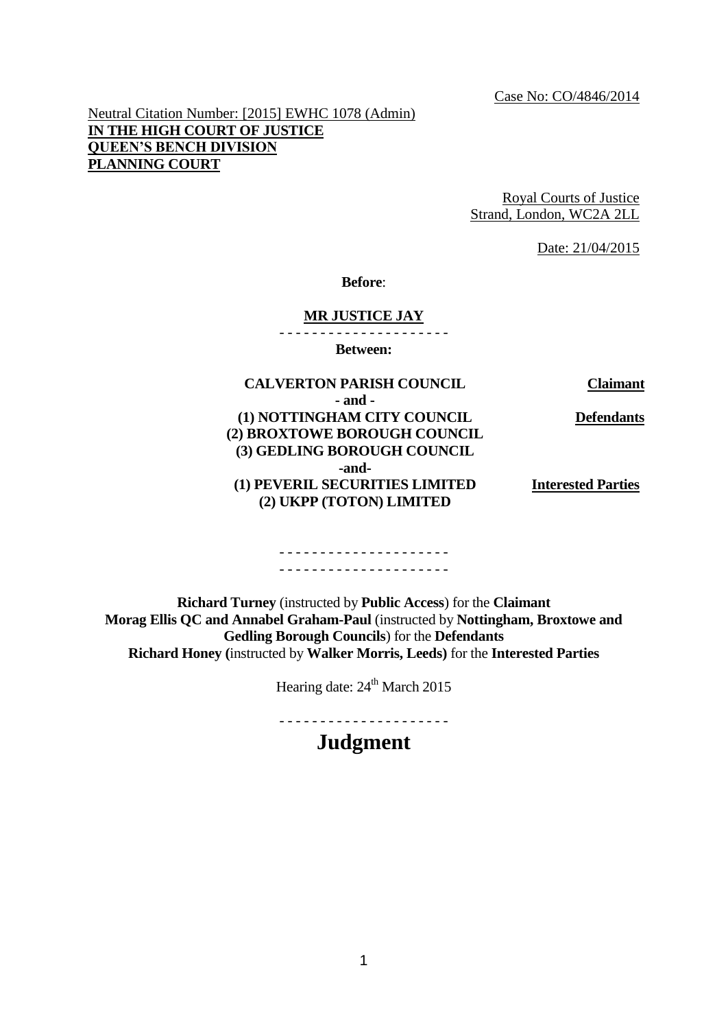Case No: CO/4846/2014

Neutral Citation Number: [2015] EWHC 1078 (Admin)
**IN THE HIGH COURT OF JUSTICE**
**QUEEN'S BENCH DIVISION**
**PLANNING COURT**

Royal Courts of Justice
Strand, London, WC2A 2LL

Date: 21/04/2015

**Before**:

**MR JUSTICE JAY**

- - - - - - - - - - - - - - - - - - - - -

**Between:**

| | |
|---|---|
| **CALVERTON PARISH COUNCIL** | **Claimant** |
| **- and -** | |
| **(1) NOTTINGHAM CITY COUNCIL** | **Defendants** |
| **(2) BROXTOWE BOROUGH COUNCIL** | |
| **(3) GEDLING BOROUGH COUNCIL** | |
| **-and-** | |
| **(1) PEVERIL SECURITIES LIMITED** | **Interested Parties** |
| **(2) UKPP (TOTON) LIMITED** | |

- - - - - - - - - - - - - - - - - - - - -
- - - - - - - - - - - - - - - - - - - - -

**Richard Turney** (instructed by **Public Access**) for the **Claimant**
**Morag Ellis QC and Annabel Graham-Paul** (instructed by **Nottingham, Broxtowe and Gedling Borough Councils**) for the **Defendants**
**Richard Honey (**instructed by **Walker Morris, Leeds)** for the **Interested Parties**

Hearing date: 24th March 2015

- - - - - - - - - - - - - - - - - - - - -

# Judgment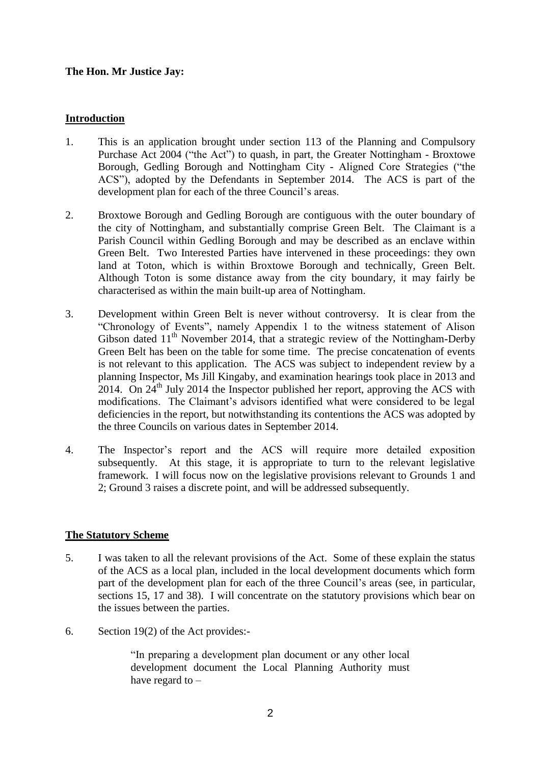**The Hon. Mr Justice Jay:**

## Introduction

1. This is an application brought under section 113 of the Planning and Compulsory Purchase Act 2004 ("the Act") to quash, in part, the Greater Nottingham - Broxtowe Borough, Gedling Borough and Nottingham City - Aligned Core Strategies ("the ACS"), adopted by the Defendants in September 2014. The ACS is part of the development plan for each of the three Council's areas.

2. Broxtowe Borough and Gedling Borough are contiguous with the outer boundary of the city of Nottingham, and substantially comprise Green Belt. The Claimant is a Parish Council within Gedling Borough and may be described as an enclave within Green Belt. Two Interested Parties have intervened in these proceedings: they own land at Toton, which is within Broxtowe Borough and technically, Green Belt. Although Toton is some distance away from the city boundary, it may fairly be characterised as within the main built-up area of Nottingham.

3. Development within Green Belt is never without controversy. It is clear from the "Chronology of Events", namely Appendix 1 to the witness statement of Alison Gibson dated 11th November 2014, that a strategic review of the Nottingham-Derby Green Belt has been on the table for some time. The precise concatenation of events is not relevant to this application. The ACS was subject to independent review by a planning Inspector, Ms Jill Kingaby, and examination hearings took place in 2013 and 2014. On 24th July 2014 the Inspector published her report, approving the ACS with modifications. The Claimant's advisors identified what were considered to be legal deficiencies in the report, but notwithstanding its contentions the ACS was adopted by the three Councils on various dates in September 2014.

4. The Inspector's report and the ACS will require more detailed exposition subsequently. At this stage, it is appropriate to turn to the relevant legislative framework. I will focus now on the legislative provisions relevant to Grounds 1 and 2; Ground 3 raises a discrete point, and will be addressed subsequently.

## The Statutory Scheme

5. I was taken to all the relevant provisions of the Act. Some of these explain the status of the ACS as a local plan, included in the local development documents which form part of the development plan for each of the three Council's areas (see, in particular, sections 15, 17 and 38). I will concentrate on the statutory provisions which bear on the issues between the parties.

6. Section 19(2) of the Act provides:-

   > "In preparing a development plan document or any other local development document the Local Planning Authority must have regard to –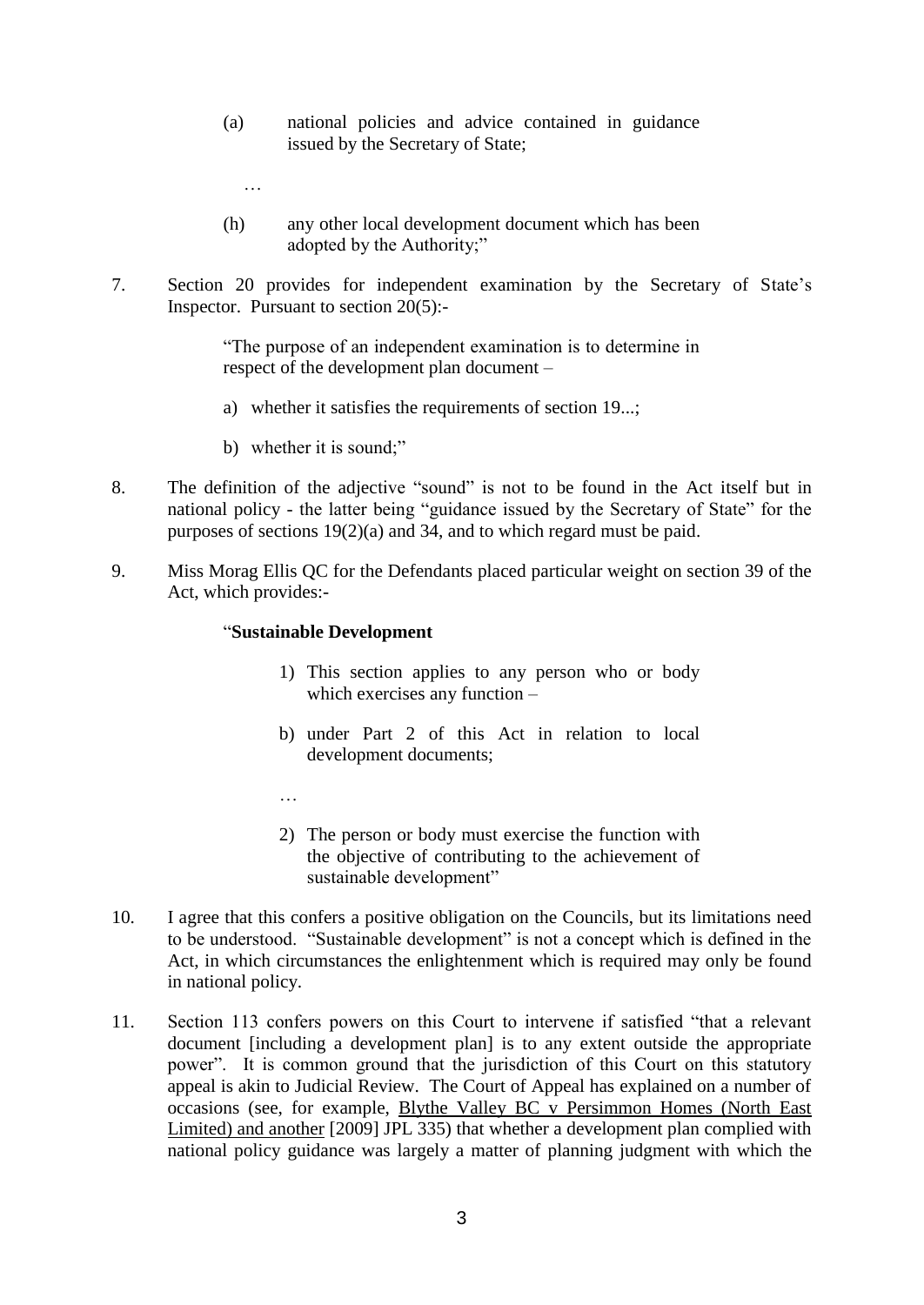(a) national policies and advice contained in guidance issued by the Secretary of State;

…

(h) any other local development document which has been adopted by the Authority;"

7. Section 20 provides for independent examination by the Secretary of State's Inspector. Pursuant to section 20(5):-

> "The purpose of an independent examination is to determine in respect of the development plan document –
>
> a) whether it satisfies the requirements of section 19...;
>
> b) whether it is sound;"

8. The definition of the adjective "sound" is not to be found in the Act itself but in national policy - the latter being "guidance issued by the Secretary of State" for the purposes of sections 19(2)(a) and 34, and to which regard must be paid.

9. Miss Morag Ellis QC for the Defendants placed particular weight on section 39 of the Act, which provides:-

> "**Sustainable Development**
>
> 1) This section applies to any person who or body which exercises any function –
>
> b) under Part 2 of this Act in relation to local development documents;
>
> …
>
> 2) The person or body must exercise the function with the objective of contributing to the achievement of sustainable development"

10. I agree that this confers a positive obligation on the Councils, but its limitations need to be understood. "Sustainable development" is not a concept which is defined in the Act, in which circumstances the enlightenment which is required may only be found in national policy.

11. Section 113 confers powers on this Court to intervene if satisfied "that a relevant document [including a development plan] is to any extent outside the appropriate power". It is common ground that the jurisdiction of this Court on this statutory appeal is akin to Judicial Review. The Court of Appeal has explained on a number of occasions (see, for example, Blythe Valley BC v Persimmon Homes (North East Limited) and another [2009] JPL 335) that whether a development plan complied with national policy guidance was largely a matter of planning judgment with which the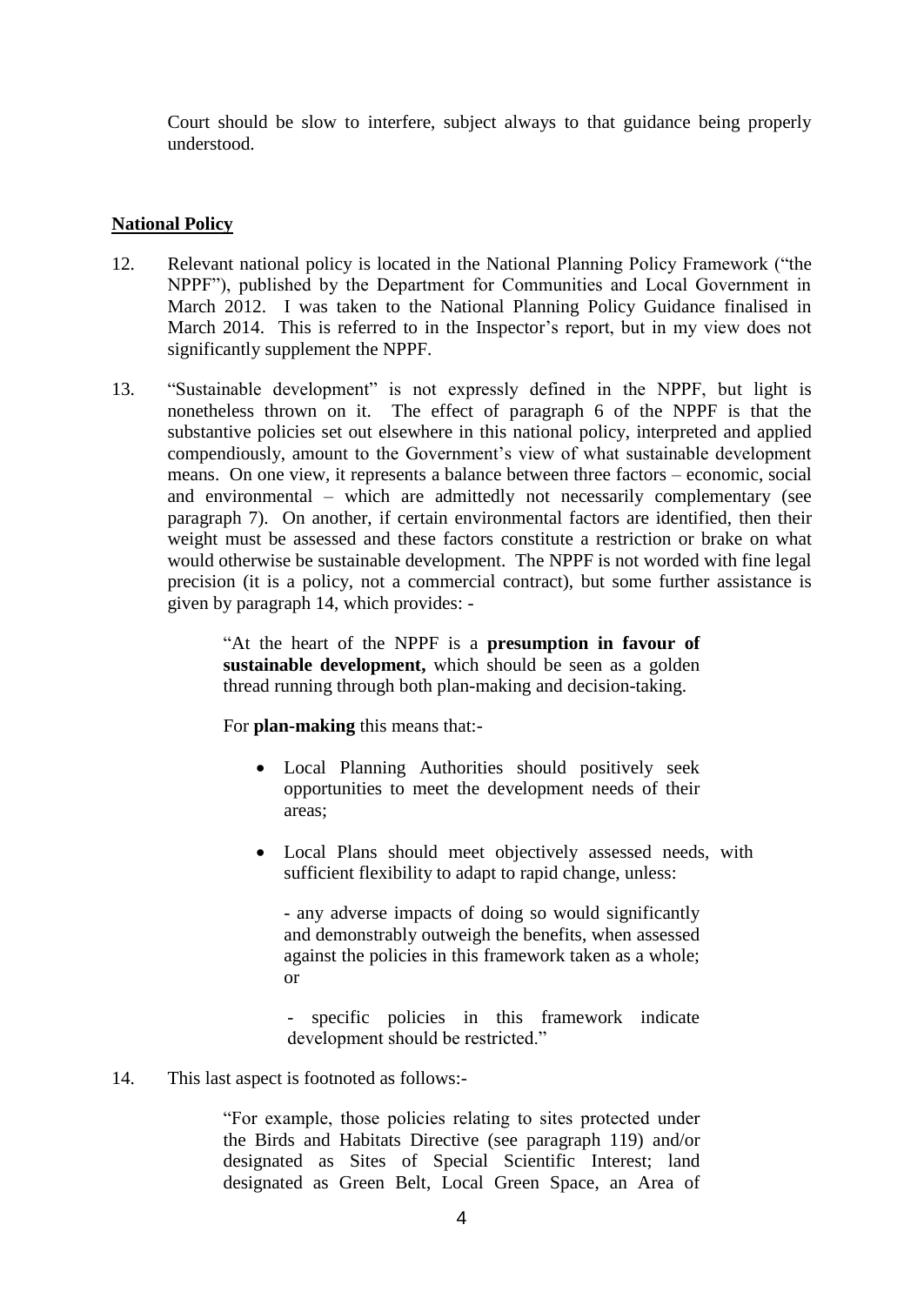Court should be slow to interfere, subject always to that guidance being properly understood.

## National Policy

12. Relevant national policy is located in the National Planning Policy Framework ("the NPPF"), published by the Department for Communities and Local Government in March 2012. I was taken to the National Planning Policy Guidance finalised in March 2014. This is referred to in the Inspector's report, but in my view does not significantly supplement the NPPF.

13. "Sustainable development" is not expressly defined in the NPPF, but light is nonetheless thrown on it. The effect of paragraph 6 of the NPPF is that the substantive policies set out elsewhere in this national policy, interpreted and applied compendiously, amount to the Government's view of what sustainable development means. On one view, it represents a balance between three factors – economic, social and environmental – which are admittedly not necessarily complementary (see paragraph 7). On another, if certain environmental factors are identified, then their weight must be assessed and these factors constitute a restriction or brake on what would otherwise be sustainable development. The NPPF is not worded with fine legal precision (it is a policy, not a commercial contract), but some further assistance is given by paragraph 14, which provides: -

> "At the heart of the NPPF is a **presumption in favour of sustainable development,** which should be seen as a golden thread running through both plan-making and decision-taking.
>
> For **plan-making** this means that:-
>
> - Local Planning Authorities should positively seek opportunities to meet the development needs of their areas;
>
> - Local Plans should meet objectively assessed needs, with sufficient flexibility to adapt to rapid change, unless:
>
>   - any adverse impacts of doing so would significantly and demonstrably outweigh the benefits, when assessed against the policies in this framework taken as a whole; or
>
>   - specific policies in this framework indicate development should be restricted."

14. This last aspect is footnoted as follows:-

> "For example, those policies relating to sites protected under the Birds and Habitats Directive (see paragraph 119) and/or designated as Sites of Special Scientific Interest; land designated as Green Belt, Local Green Space, an Area of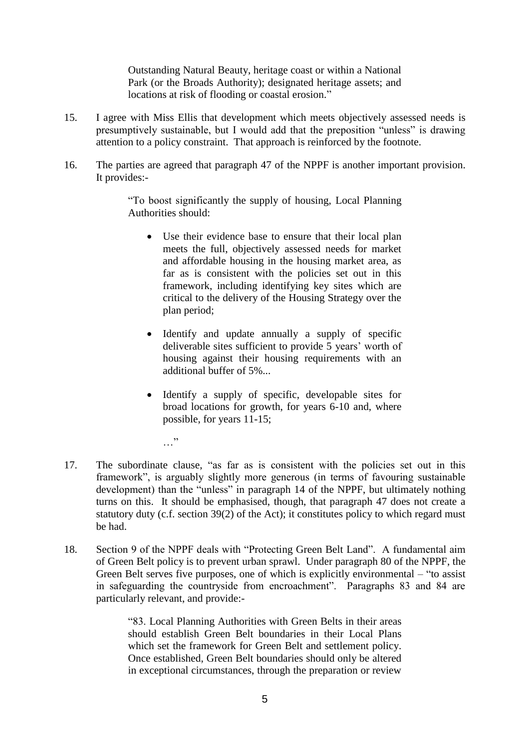> Outstanding Natural Beauty, heritage coast or within a National Park (or the Broads Authority); designated heritage assets; and locations at risk of flooding or coastal erosion."

15. I agree with Miss Ellis that development which meets objectively assessed needs is presumptively sustainable, but I would add that the preposition "unless" is drawing attention to a policy constraint. That approach is reinforced by the footnote.

16. The parties are agreed that paragraph 47 of the NPPF is another important provision. It provides:-

> "To boost significantly the supply of housing, Local Planning Authorities should:
>
> - Use their evidence base to ensure that their local plan meets the full, objectively assessed needs for market and affordable housing in the housing market area, as far as is consistent with the policies set out in this framework, including identifying key sites which are critical to the delivery of the Housing Strategy over the plan period;
>
> - Identify and update annually a supply of specific deliverable sites sufficient to provide 5 years' worth of housing against their housing requirements with an additional buffer of 5%...
>
> - Identify a supply of specific, developable sites for broad locations for growth, for years 6-10 and, where possible, for years 11-15;
>
> …"

17. The subordinate clause, "as far as is consistent with the policies set out in this framework", is arguably slightly more generous (in terms of favouring sustainable development) than the "unless" in paragraph 14 of the NPPF, but ultimately nothing turns on this. It should be emphasised, though, that paragraph 47 does not create a statutory duty (c.f. section 39(2) of the Act); it constitutes policy to which regard must be had.

18. Section 9 of the NPPF deals with "Protecting Green Belt Land". A fundamental aim of Green Belt policy is to prevent urban sprawl. Under paragraph 80 of the NPPF, the Green Belt serves five purposes, one of which is explicitly environmental – "to assist in safeguarding the countryside from encroachment". Paragraphs 83 and 84 are particularly relevant, and provide:-

> "83. Local Planning Authorities with Green Belts in their areas should establish Green Belt boundaries in their Local Plans which set the framework for Green Belt and settlement policy. Once established, Green Belt boundaries should only be altered in exceptional circumstances, through the preparation or review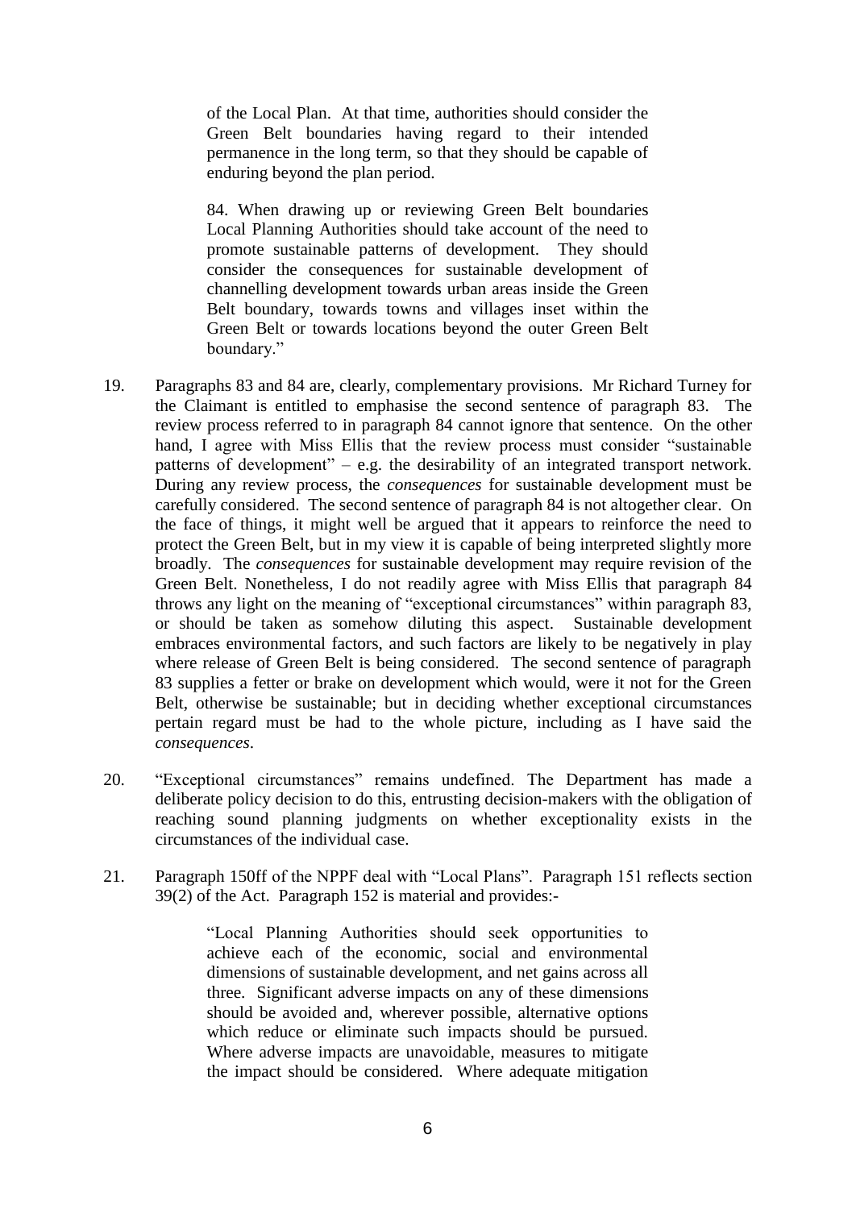> of the Local Plan. At that time, authorities should consider the Green Belt boundaries having regard to their intended permanence in the long term, so that they should be capable of enduring beyond the plan period.
>
> 84. When drawing up or reviewing Green Belt boundaries Local Planning Authorities should take account of the need to promote sustainable patterns of development. They should consider the consequences for sustainable development of channelling development towards urban areas inside the Green Belt boundary, towards towns and villages inset within the Green Belt or towards locations beyond the outer Green Belt boundary."

19. Paragraphs 83 and 84 are, clearly, complementary provisions. Mr Richard Turney for the Claimant is entitled to emphasise the second sentence of paragraph 83. The review process referred to in paragraph 84 cannot ignore that sentence. On the other hand, I agree with Miss Ellis that the review process must consider "sustainable patterns of development" – e.g. the desirability of an integrated transport network. During any review process, the *consequences* for sustainable development must be carefully considered. The second sentence of paragraph 84 is not altogether clear. On the face of things, it might well be argued that it appears to reinforce the need to protect the Green Belt, but in my view it is capable of being interpreted slightly more broadly. The *consequences* for sustainable development may require revision of the Green Belt. Nonetheless, I do not readily agree with Miss Ellis that paragraph 84 throws any light on the meaning of "exceptional circumstances" within paragraph 83, or should be taken as somehow diluting this aspect. Sustainable development embraces environmental factors, and such factors are likely to be negatively in play where release of Green Belt is being considered. The second sentence of paragraph 83 supplies a fetter or brake on development which would, were it not for the Green Belt, otherwise be sustainable; but in deciding whether exceptional circumstances pertain regard must be had to the whole picture, including as I have said the *consequences*.

20. "Exceptional circumstances" remains undefined. The Department has made a deliberate policy decision to do this, entrusting decision-makers with the obligation of reaching sound planning judgments on whether exceptionality exists in the circumstances of the individual case.

21. Paragraph 150ff of the NPPF deal with "Local Plans". Paragraph 151 reflects section 39(2) of the Act. Paragraph 152 is material and provides:-

> "Local Planning Authorities should seek opportunities to achieve each of the economic, social and environmental dimensions of sustainable development, and net gains across all three. Significant adverse impacts on any of these dimensions should be avoided and, wherever possible, alternative options which reduce or eliminate such impacts should be pursued. Where adverse impacts are unavoidable, measures to mitigate the impact should be considered. Where adequate mitigation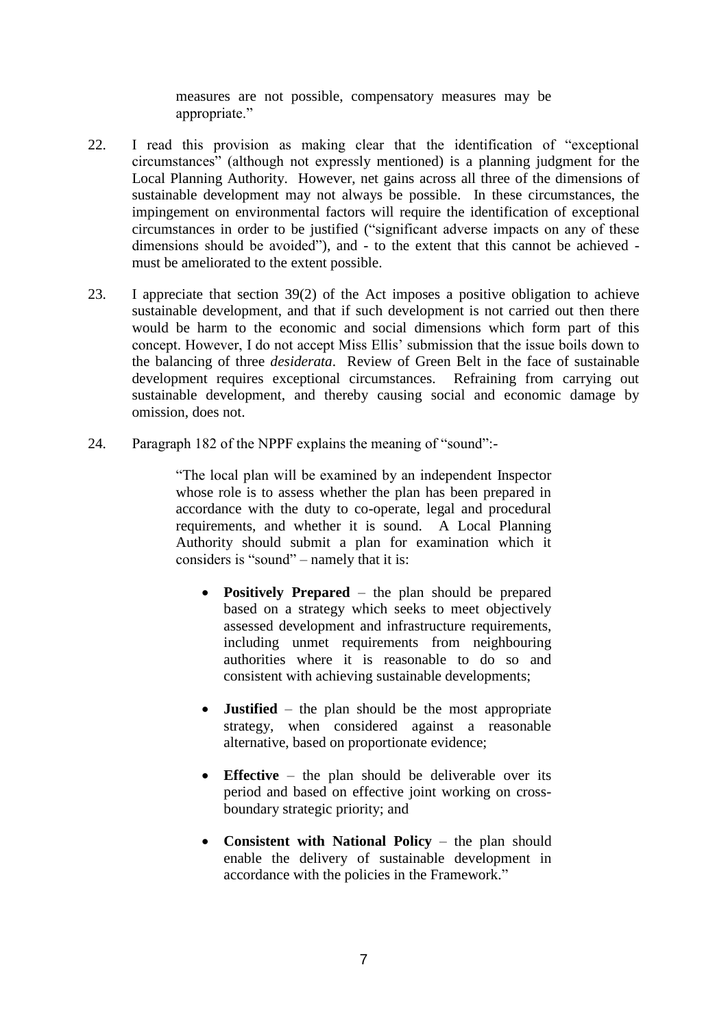> measures are not possible, compensatory measures may be appropriate."

22. I read this provision as making clear that the identification of "exceptional circumstances" (although not expressly mentioned) is a planning judgment for the Local Planning Authority. However, net gains across all three of the dimensions of sustainable development may not always be possible. In these circumstances, the impingement on environmental factors will require the identification of exceptional circumstances in order to be justified ("significant adverse impacts on any of these dimensions should be avoided"), and - to the extent that this cannot be achieved - must be ameliorated to the extent possible.

23. I appreciate that section 39(2) of the Act imposes a positive obligation to achieve sustainable development, and that if such development is not carried out then there would be harm to the economic and social dimensions which form part of this concept. However, I do not accept Miss Ellis' submission that the issue boils down to the balancing of three *desiderata*. Review of Green Belt in the face of sustainable development requires exceptional circumstances. Refraining from carrying out sustainable development, and thereby causing social and economic damage by omission, does not.

24. Paragraph 182 of the NPPF explains the meaning of "sound":-

> "The local plan will be examined by an independent Inspector whose role is to assess whether the plan has been prepared in accordance with the duty to co-operate, legal and procedural requirements, and whether it is sound. A Local Planning Authority should submit a plan for examination which it considers is "sound" – namely that it is:
>
> - **Positively Prepared** – the plan should be prepared based on a strategy which seeks to meet objectively assessed development and infrastructure requirements, including unmet requirements from neighbouring authorities where it is reasonable to do so and consistent with achieving sustainable developments;
>
> - **Justified** – the plan should be the most appropriate strategy, when considered against a reasonable alternative, based on proportionate evidence;
>
> - **Effective** – the plan should be deliverable over its period and based on effective joint working on cross-boundary strategic priority; and
>
> - **Consistent with National Policy** – the plan should enable the delivery of sustainable development in accordance with the policies in the Framework."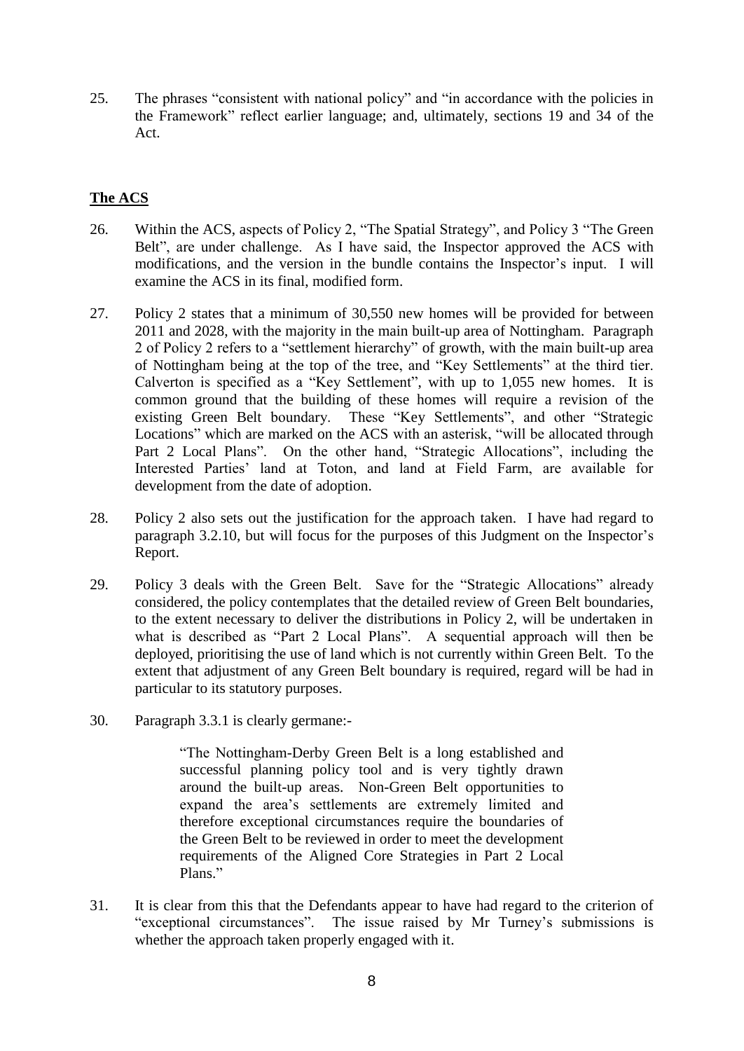25. The phrases "consistent with national policy" and "in accordance with the policies in the Framework" reflect earlier language; and, ultimately, sections 19 and 34 of the Act.

## The ACS

26. Within the ACS, aspects of Policy 2, "The Spatial Strategy", and Policy 3 "The Green Belt", are under challenge. As I have said, the Inspector approved the ACS with modifications, and the version in the bundle contains the Inspector's input. I will examine the ACS in its final, modified form.

27. Policy 2 states that a minimum of 30,550 new homes will be provided for between 2011 and 2028, with the majority in the main built-up area of Nottingham. Paragraph 2 of Policy 2 refers to a "settlement hierarchy" of growth, with the main built-up area of Nottingham being at the top of the tree, and "Key Settlements" at the third tier. Calverton is specified as a "Key Settlement", with up to 1,055 new homes. It is common ground that the building of these homes will require a revision of the existing Green Belt boundary. These "Key Settlements", and other "Strategic Locations" which are marked on the ACS with an asterisk, "will be allocated through Part 2 Local Plans". On the other hand, "Strategic Allocations", including the Interested Parties' land at Toton, and land at Field Farm, are available for development from the date of adoption.

28. Policy 2 also sets out the justification for the approach taken. I have had regard to paragraph 3.2.10, but will focus for the purposes of this Judgment on the Inspector's Report.

29. Policy 3 deals with the Green Belt. Save for the "Strategic Allocations" already considered, the policy contemplates that the detailed review of Green Belt boundaries, to the extent necessary to deliver the distributions in Policy 2, will be undertaken in what is described as "Part 2 Local Plans". A sequential approach will then be deployed, prioritising the use of land which is not currently within Green Belt. To the extent that adjustment of any Green Belt boundary is required, regard will be had in particular to its statutory purposes.

30. Paragraph 3.3.1 is clearly germane:-

> "The Nottingham-Derby Green Belt is a long established and successful planning policy tool and is very tightly drawn around the built-up areas. Non-Green Belt opportunities to expand the area's settlements are extremely limited and therefore exceptional circumstances require the boundaries of the Green Belt to be reviewed in order to meet the development requirements of the Aligned Core Strategies in Part 2 Local Plans."

31. It is clear from this that the Defendants appear to have had regard to the criterion of "exceptional circumstances". The issue raised by Mr Turney's submissions is whether the approach taken properly engaged with it.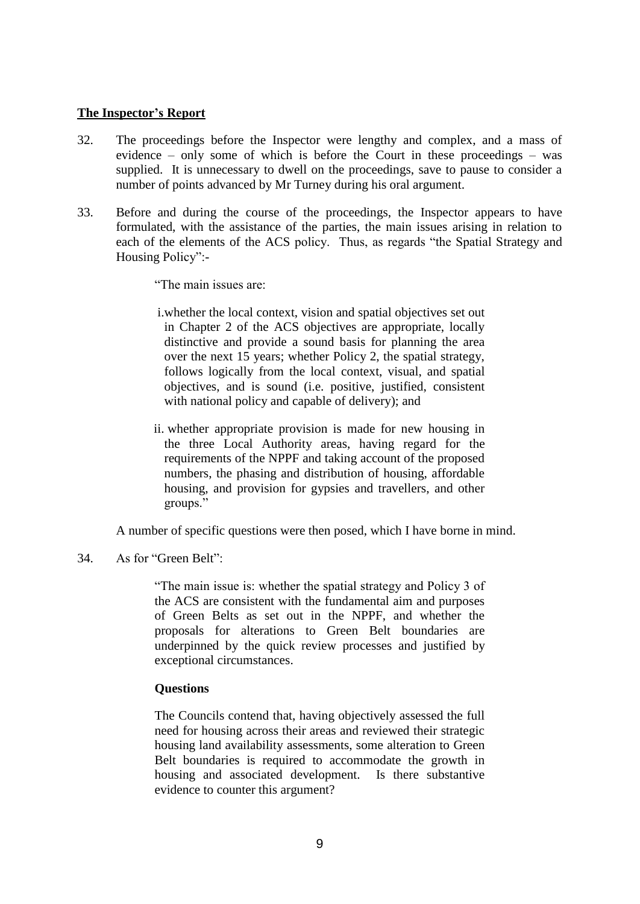**The Inspector's Report**

32. The proceedings before the Inspector were lengthy and complex, and a mass of evidence – only some of which is before the Court in these proceedings – was supplied. It is unnecessary to dwell on the proceedings, save to pause to consider a number of points advanced by Mr Turney during his oral argument.

33. Before and during the course of the proceedings, the Inspector appears to have formulated, with the assistance of the parties, the main issues arising in relation to each of the elements of the ACS policy. Thus, as regards "the Spatial Strategy and Housing Policy":-

> "The main issues are:
>
> i. whether the local context, vision and spatial objectives set out in Chapter 2 of the ACS objectives are appropriate, locally distinctive and provide a sound basis for planning the area over the next 15 years; whether Policy 2, the spatial strategy, follows logically from the local context, visual, and spatial objectives, and is sound (i.e. positive, justified, consistent with national policy and capable of delivery); and
>
> ii. whether appropriate provision is made for new housing in the three Local Authority areas, having regard for the requirements of the NPPF and taking account of the proposed numbers, the phasing and distribution of housing, affordable housing, and provision for gypsies and travellers, and other groups."

A number of specific questions were then posed, which I have borne in mind.

34. As for "Green Belt":

> "The main issue is: whether the spatial strategy and Policy 3 of the ACS are consistent with the fundamental aim and purposes of Green Belts as set out in the NPPF, and whether the proposals for alterations to Green Belt boundaries are underpinned by the quick review processes and justified by exceptional circumstances.
>
> **Questions**
>
> The Councils contend that, having objectively assessed the full need for housing across their areas and reviewed their strategic housing land availability assessments, some alteration to Green Belt boundaries is required to accommodate the growth in housing and associated development. Is there substantive evidence to counter this argument?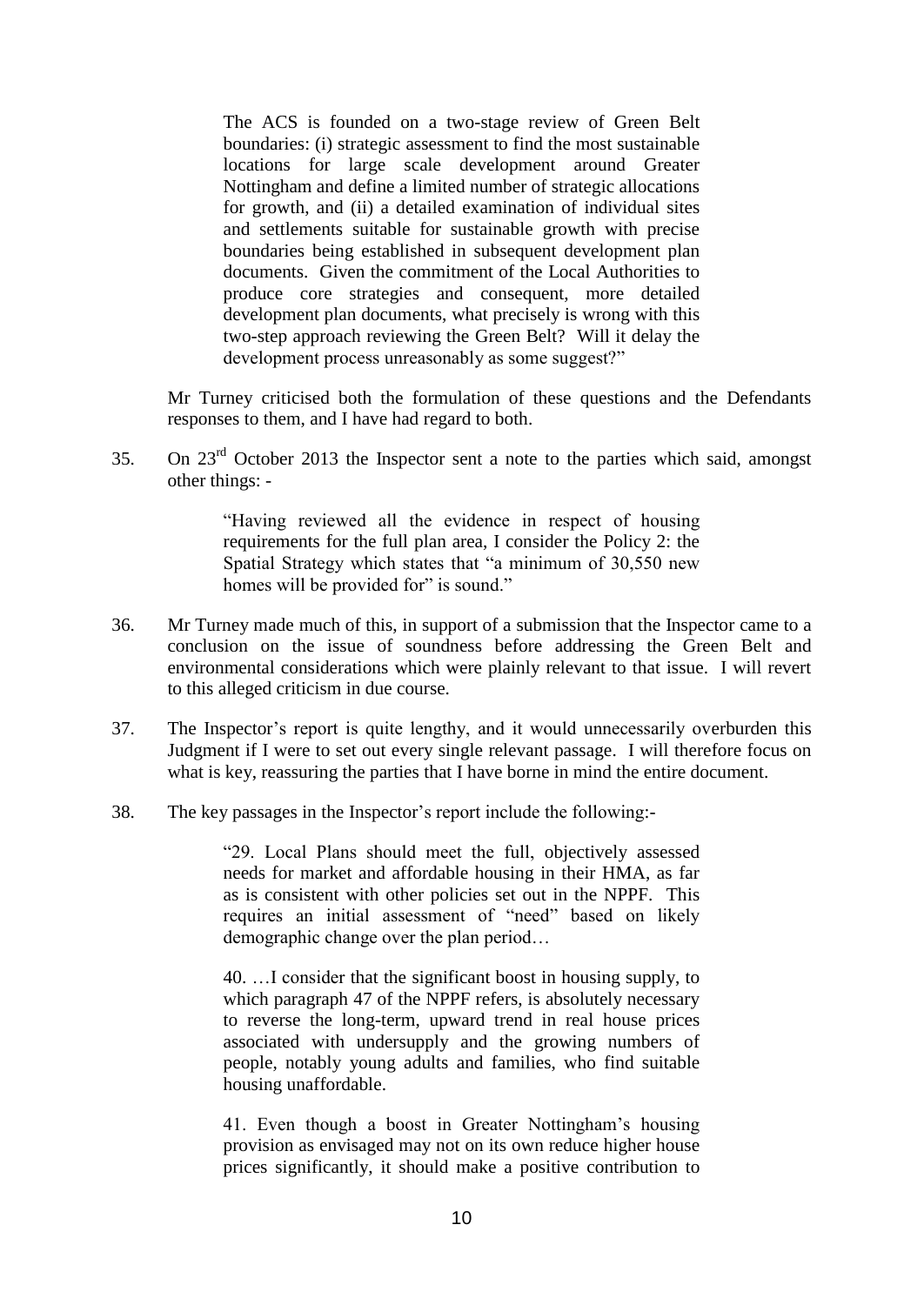> The ACS is founded on a two-stage review of Green Belt boundaries: (i) strategic assessment to find the most sustainable locations for large scale development around Greater Nottingham and define a limited number of strategic allocations for growth, and (ii) a detailed examination of individual sites and settlements suitable for sustainable growth with precise boundaries being established in subsequent development plan documents. Given the commitment of the Local Authorities to produce core strategies and consequent, more detailed development plan documents, what precisely is wrong with this two-step approach reviewing the Green Belt? Will it delay the development process unreasonably as some suggest?"

Mr Turney criticised both the formulation of these questions and the Defendants responses to them, and I have had regard to both.

35. On 23rd October 2013 the Inspector sent a note to the parties which said, amongst other things: -

> "Having reviewed all the evidence in respect of housing requirements for the full plan area, I consider the Policy 2: the Spatial Strategy which states that "a minimum of 30,550 new homes will be provided for" is sound."

36. Mr Turney made much of this, in support of a submission that the Inspector came to a conclusion on the issue of soundness before addressing the Green Belt and environmental considerations which were plainly relevant to that issue. I will revert to this alleged criticism in due course.

37. The Inspector's report is quite lengthy, and it would unnecessarily overburden this Judgment if I were to set out every single relevant passage. I will therefore focus on what is key, reassuring the parties that I have borne in mind the entire document.

38. The key passages in the Inspector's report include the following:-

> "29. Local Plans should meet the full, objectively assessed needs for market and affordable housing in their HMA, as far as is consistent with other policies set out in the NPPF. This requires an initial assessment of "need" based on likely demographic change over the plan period…
>
> 40. …I consider that the significant boost in housing supply, to which paragraph 47 of the NPPF refers, is absolutely necessary to reverse the long-term, upward trend in real house prices associated with undersupply and the growing numbers of people, notably young adults and families, who find suitable housing unaffordable.
>
> 41. Even though a boost in Greater Nottingham's housing provision as envisaged may not on its own reduce higher house prices significantly, it should make a positive contribution to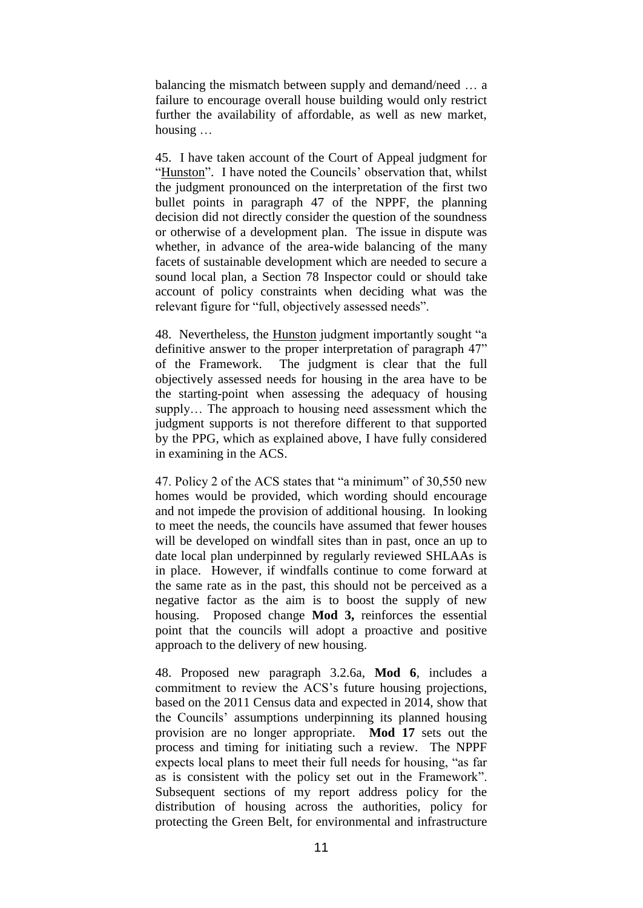balancing the mismatch between supply and demand/need … a failure to encourage overall house building would only restrict further the availability of affordable, as well as new market, housing …

45. I have taken account of the Court of Appeal judgment for "Hunston". I have noted the Councils' observation that, whilst the judgment pronounced on the interpretation of the first two bullet points in paragraph 47 of the NPPF, the planning decision did not directly consider the question of the soundness or otherwise of a development plan. The issue in dispute was whether, in advance of the area-wide balancing of the many facets of sustainable development which are needed to secure a sound local plan, a Section 78 Inspector could or should take account of policy constraints when deciding what was the relevant figure for "full, objectively assessed needs".

48. Nevertheless, the Hunston judgment importantly sought "a definitive answer to the proper interpretation of paragraph 47" of the Framework. The judgment is clear that the full objectively assessed needs for housing in the area have to be the starting-point when assessing the adequacy of housing supply… The approach to housing need assessment which the judgment supports is not therefore different to that supported by the PPG, which as explained above, I have fully considered in examining in the ACS.

47. Policy 2 of the ACS states that "a minimum" of 30,550 new homes would be provided, which wording should encourage and not impede the provision of additional housing. In looking to meet the needs, the councils have assumed that fewer houses will be developed on windfall sites than in past, once an up to date local plan underpinned by regularly reviewed SHLAAs is in place. However, if windfalls continue to come forward at the same rate as in the past, this should not be perceived as a negative factor as the aim is to boost the supply of new housing. Proposed change **Mod 3,** reinforces the essential point that the councils will adopt a proactive and positive approach to the delivery of new housing.

48. Proposed new paragraph 3.2.6a, **Mod 6**, includes a commitment to review the ACS's future housing projections, based on the 2011 Census data and expected in 2014, show that the Councils' assumptions underpinning its planned housing provision are no longer appropriate. **Mod 17** sets out the process and timing for initiating such a review. The NPPF expects local plans to meet their full needs for housing, "as far as is consistent with the policy set out in the Framework". Subsequent sections of my report address policy for the distribution of housing across the authorities, policy for protecting the Green Belt, for environmental and infrastructure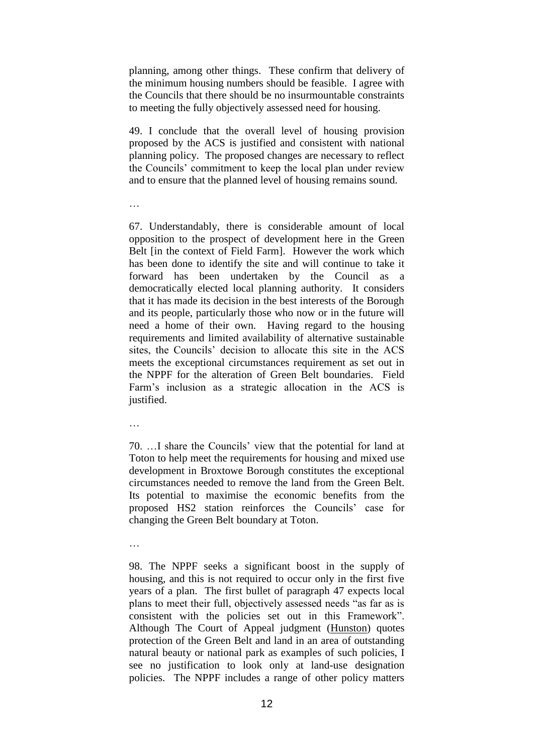planning, among other things. These confirm that delivery of the minimum housing numbers should be feasible. I agree with the Councils that there should be no insurmountable constraints to meeting the fully objectively assessed need for housing.

49. I conclude that the overall level of housing provision proposed by the ACS is justified and consistent with national planning policy. The proposed changes are necessary to reflect the Councils' commitment to keep the local plan under review and to ensure that the planned level of housing remains sound.

…

67. Understandably, there is considerable amount of local opposition to the prospect of development here in the Green Belt [in the context of Field Farm]. However the work which has been done to identify the site and will continue to take it forward has been undertaken by the Council as a democratically elected local planning authority. It considers that it has made its decision in the best interests of the Borough and its people, particularly those who now or in the future will need a home of their own. Having regard to the housing requirements and limited availability of alternative sustainable sites, the Councils' decision to allocate this site in the ACS meets the exceptional circumstances requirement as set out in the NPPF for the alteration of Green Belt boundaries. Field Farm's inclusion as a strategic allocation in the ACS is justified.

…

70. …I share the Councils' view that the potential for land at Toton to help meet the requirements for housing and mixed use development in Broxtowe Borough constitutes the exceptional circumstances needed to remove the land from the Green Belt. Its potential to maximise the economic benefits from the proposed HS2 station reinforces the Councils' case for changing the Green Belt boundary at Toton.

…

98. The NPPF seeks a significant boost in the supply of housing, and this is not required to occur only in the first five years of a plan. The first bullet of paragraph 47 expects local plans to meet their full, objectively assessed needs "as far as is consistent with the policies set out in this Framework". Although The Court of Appeal judgment (Hunston) quotes protection of the Green Belt and land in an area of outstanding natural beauty or national park as examples of such policies, I see no justification to look only at land-use designation policies. The NPPF includes a range of other policy matters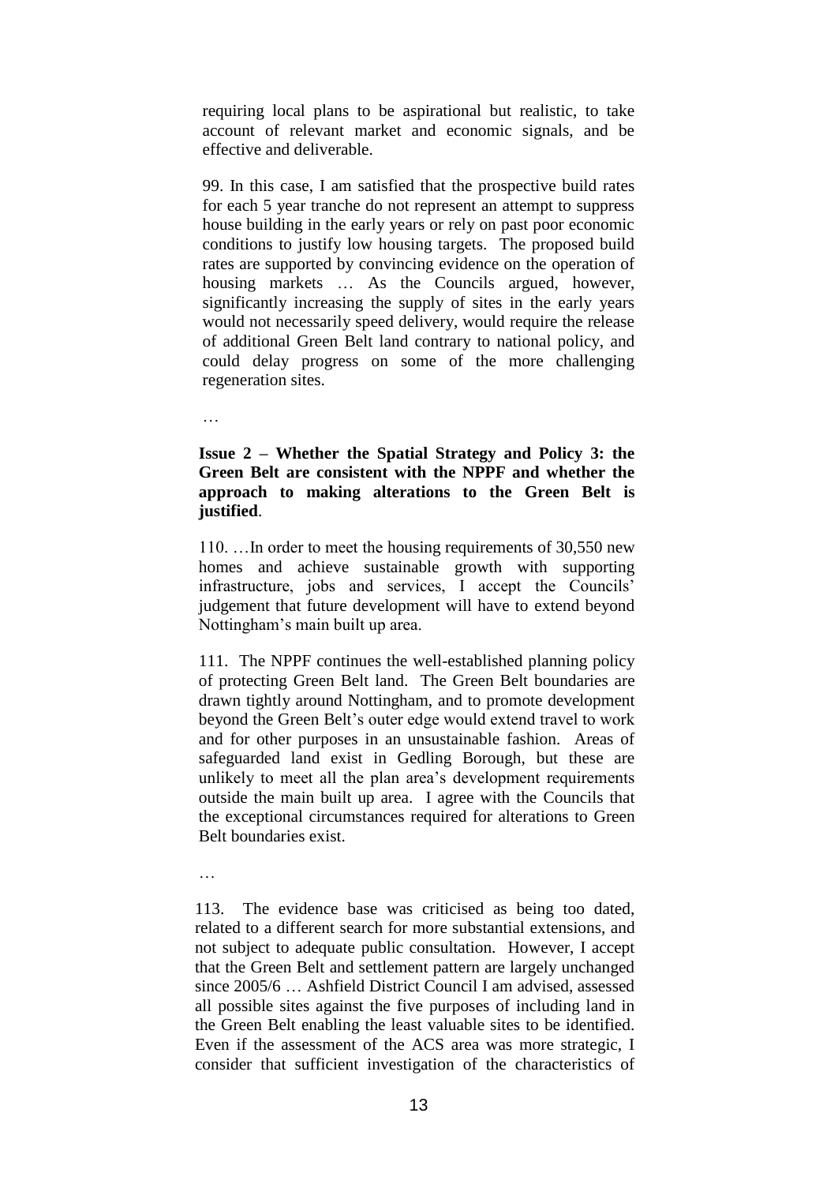requiring local plans to be aspirational but realistic, to take account of relevant market and economic signals, and be effective and deliverable.

99. In this case, I am satisfied that the prospective build rates for each 5 year tranche do not represent an attempt to suppress house building in the early years or rely on past poor economic conditions to justify low housing targets. The proposed build rates are supported by convincing evidence on the operation of housing markets … As the Councils argued, however, significantly increasing the supply of sites in the early years would not necessarily speed delivery, would require the release of additional Green Belt land contrary to national policy, and could delay progress on some of the more challenging regeneration sites.

…

**Issue 2 – Whether the Spatial Strategy and Policy 3: the Green Belt are consistent with the NPPF and whether the approach to making alterations to the Green Belt is justified**.

110. …In order to meet the housing requirements of 30,550 new homes and achieve sustainable growth with supporting infrastructure, jobs and services, I accept the Councils' judgement that future development will have to extend beyond Nottingham's main built up area.

111. The NPPF continues the well-established planning policy of protecting Green Belt land. The Green Belt boundaries are drawn tightly around Nottingham, and to promote development beyond the Green Belt's outer edge would extend travel to work and for other purposes in an unsustainable fashion. Areas of safeguarded land exist in Gedling Borough, but these are unlikely to meet all the plan area's development requirements outside the main built up area. I agree with the Councils that the exceptional circumstances required for alterations to Green Belt boundaries exist.

…

113. The evidence base was criticised as being too dated, related to a different search for more substantial extensions, and not subject to adequate public consultation. However, I accept that the Green Belt and settlement pattern are largely unchanged since 2005/6 … Ashfield District Council I am advised, assessed all possible sites against the five purposes of including land in the Green Belt enabling the least valuable sites to be identified. Even if the assessment of the ACS area was more strategic, I consider that sufficient investigation of the characteristics of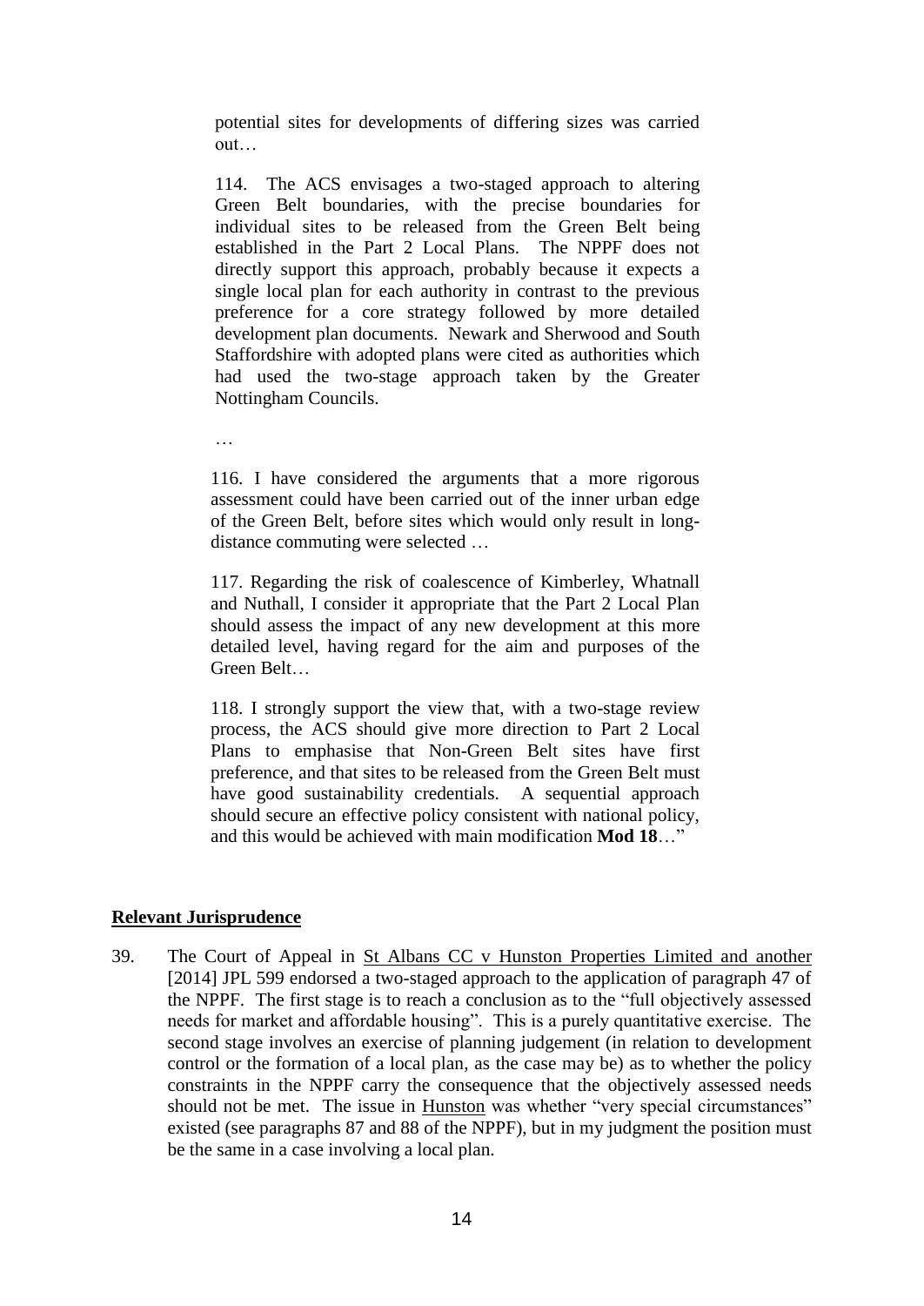> potential sites for developments of differing sizes was carried out…
>
> 114. The ACS envisages a two-staged approach to altering Green Belt boundaries, with the precise boundaries for individual sites to be released from the Green Belt being established in the Part 2 Local Plans. The NPPF does not directly support this approach, probably because it expects a single local plan for each authority in contrast to the previous preference for a core strategy followed by more detailed development plan documents. Newark and Sherwood and South Staffordshire with adopted plans were cited as authorities which had used the two-stage approach taken by the Greater Nottingham Councils.
>
> …
>
> 116. I have considered the arguments that a more rigorous assessment could have been carried out of the inner urban edge of the Green Belt, before sites which would only result in long-distance commuting were selected …
>
> 117. Regarding the risk of coalescence of Kimberley, Whatnall and Nuthall, I consider it appropriate that the Part 2 Local Plan should assess the impact of any new development at this more detailed level, having regard for the aim and purposes of the Green Belt…
>
> 118. I strongly support the view that, with a two-stage review process, the ACS should give more direction to Part 2 Local Plans to emphasise that Non-Green Belt sites have first preference, and that sites to be released from the Green Belt must have good sustainability credentials. A sequential approach should secure an effective policy consistent with national policy, and this would be achieved with main modification **Mod 18**…"

## Relevant Jurisprudence

39. The Court of Appeal in St Albans CC v Hunston Properties Limited and another [2014] JPL 599 endorsed a two-staged approach to the application of paragraph 47 of the NPPF. The first stage is to reach a conclusion as to the "full objectively assessed needs for market and affordable housing". This is a purely quantitative exercise. The second stage involves an exercise of planning judgement (in relation to development control or the formation of a local plan, as the case may be) as to whether the policy constraints in the NPPF carry the consequence that the objectively assessed needs should not be met. The issue in Hunston was whether "very special circumstances" existed (see paragraphs 87 and 88 of the NPPF), but in my judgment the position must be the same in a case involving a local plan.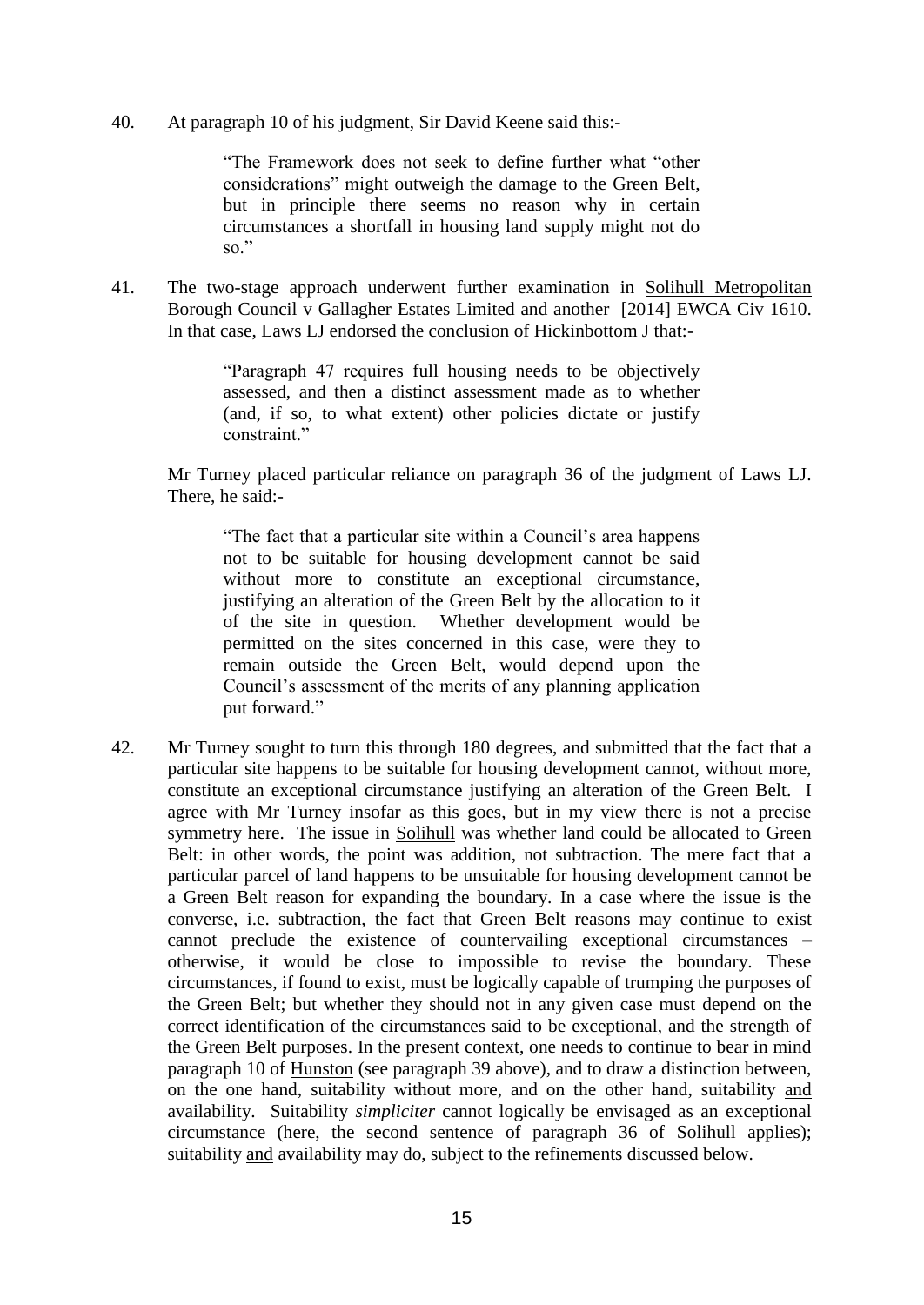40. At paragraph 10 of his judgment, Sir David Keene said this:-

> "The Framework does not seek to define further what "other considerations" might outweigh the damage to the Green Belt, but in principle there seems no reason why in certain circumstances a shortfall in housing land supply might not do so."

41. The two-stage approach underwent further examination in Solihull Metropolitan Borough Council v Gallagher Estates Limited and another [2014] EWCA Civ 1610. In that case, Laws LJ endorsed the conclusion of Hickinbottom J that:-

> "Paragraph 47 requires full housing needs to be objectively assessed, and then a distinct assessment made as to whether (and, if so, to what extent) other policies dictate or justify constraint."

Mr Turney placed particular reliance on paragraph 36 of the judgment of Laws LJ. There, he said:-

> "The fact that a particular site within a Council's area happens not to be suitable for housing development cannot be said without more to constitute an exceptional circumstance, justifying an alteration of the Green Belt by the allocation to it of the site in question. Whether development would be permitted on the sites concerned in this case, were they to remain outside the Green Belt, would depend upon the Council's assessment of the merits of any planning application put forward."

42. Mr Turney sought to turn this through 180 degrees, and submitted that the fact that a particular site happens to be suitable for housing development cannot, without more, constitute an exceptional circumstance justifying an alteration of the Green Belt. I agree with Mr Turney insofar as this goes, but in my view there is not a precise symmetry here. The issue in Solihull was whether land could be allocated to Green Belt: in other words, the point was addition, not subtraction. The mere fact that a particular parcel of land happens to be unsuitable for housing development cannot be a Green Belt reason for expanding the boundary. In a case where the issue is the converse, i.e. subtraction, the fact that Green Belt reasons may continue to exist cannot preclude the existence of countervailing exceptional circumstances – otherwise, it would be close to impossible to revise the boundary. These circumstances, if found to exist, must be logically capable of trumping the purposes of the Green Belt; but whether they should not in any given case must depend on the correct identification of the circumstances said to be exceptional, and the strength of the Green Belt purposes. In the present context, one needs to continue to bear in mind paragraph 10 of Hunston (see paragraph 39 above), and to draw a distinction between, on the one hand, suitability without more, and on the other hand, suitability and availability. Suitability *simpliciter* cannot logically be envisaged as an exceptional circumstance (here, the second sentence of paragraph 36 of Solihull applies); suitability and availability may do, subject to the refinements discussed below.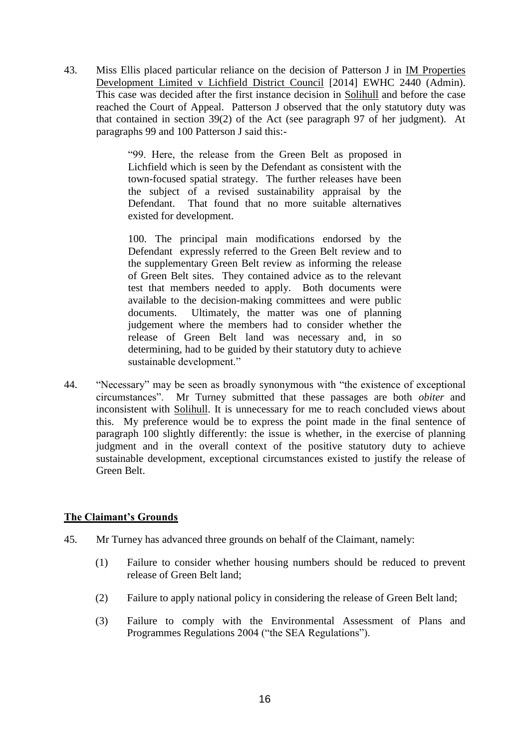43. Miss Ellis placed particular reliance on the decision of Patterson J in IM Properties Development Limited v Lichfield District Council [2014] EWHC 2440 (Admin). This case was decided after the first instance decision in Solihull and before the case reached the Court of Appeal. Patterson J observed that the only statutory duty was that contained in section 39(2) of the Act (see paragraph 97 of her judgment). At paragraphs 99 and 100 Patterson J said this:-

> "99. Here, the release from the Green Belt as proposed in Lichfield which is seen by the Defendant as consistent with the town-focused spatial strategy. The further releases have been the subject of a revised sustainability appraisal by the Defendant. That found that no more suitable alternatives existed for development.
>
> 100. The principal main modifications endorsed by the Defendant expressly referred to the Green Belt review and to the supplementary Green Belt review as informing the release of Green Belt sites. They contained advice as to the relevant test that members needed to apply. Both documents were available to the decision-making committees and were public documents. Ultimately, the matter was one of planning judgement where the members had to consider whether the release of Green Belt land was necessary and, in so determining, had to be guided by their statutory duty to achieve sustainable development."

44. "Necessary" may be seen as broadly synonymous with "the existence of exceptional circumstances". Mr Turney submitted that these passages are both *obiter* and inconsistent with Solihull. It is unnecessary for me to reach concluded views about this. My preference would be to express the point made in the final sentence of paragraph 100 slightly differently: the issue is whether, in the exercise of planning judgment and in the overall context of the positive statutory duty to achieve sustainable development, exceptional circumstances existed to justify the release of Green Belt.

## The Claimant's Grounds

45. Mr Turney has advanced three grounds on behalf of the Claimant, namely:

    (1) Failure to consider whether housing numbers should be reduced to prevent release of Green Belt land;

    (2) Failure to apply national policy in considering the release of Green Belt land;

    (3) Failure to comply with the Environmental Assessment of Plans and Programmes Regulations 2004 ("the SEA Regulations").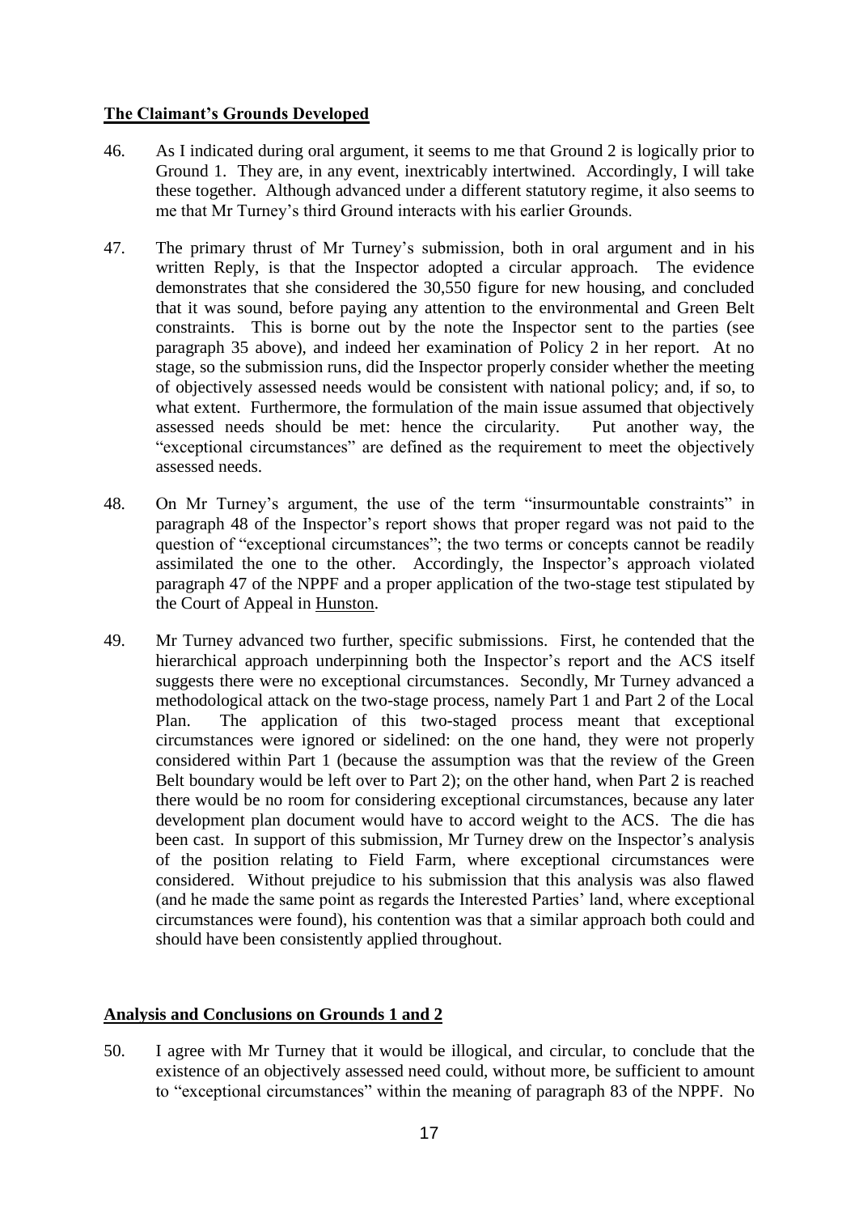**The Claimant's Grounds Developed**

46. As I indicated during oral argument, it seems to me that Ground 2 is logically prior to Ground 1. They are, in any event, inextricably intertwined. Accordingly, I will take these together. Although advanced under a different statutory regime, it also seems to me that Mr Turney's third Ground interacts with his earlier Grounds.

47. The primary thrust of Mr Turney's submission, both in oral argument and in his written Reply, is that the Inspector adopted a circular approach. The evidence demonstrates that she considered the 30,550 figure for new housing, and concluded that it was sound, before paying any attention to the environmental and Green Belt constraints. This is borne out by the note the Inspector sent to the parties (see paragraph 35 above), and indeed her examination of Policy 2 in her report. At no stage, so the submission runs, did the Inspector properly consider whether the meeting of objectively assessed needs would be consistent with national policy; and, if so, to what extent. Furthermore, the formulation of the main issue assumed that objectively assessed needs should be met: hence the circularity. Put another way, the "exceptional circumstances" are defined as the requirement to meet the objectively assessed needs.

48. On Mr Turney's argument, the use of the term "insurmountable constraints" in paragraph 48 of the Inspector's report shows that proper regard was not paid to the question of "exceptional circumstances"; the two terms or concepts cannot be readily assimilated the one to the other. Accordingly, the Inspector's approach violated paragraph 47 of the NPPF and a proper application of the two-stage test stipulated by the Court of Appeal in Hunston.

49. Mr Turney advanced two further, specific submissions. First, he contended that the hierarchical approach underpinning both the Inspector's report and the ACS itself suggests there were no exceptional circumstances. Secondly, Mr Turney advanced a methodological attack on the two-stage process, namely Part 1 and Part 2 of the Local Plan. The application of this two-staged process meant that exceptional circumstances were ignored or sidelined: on the one hand, they were not properly considered within Part 1 (because the assumption was that the review of the Green Belt boundary would be left over to Part 2); on the other hand, when Part 2 is reached there would be no room for considering exceptional circumstances, because any later development plan document would have to accord weight to the ACS. The die has been cast. In support of this submission, Mr Turney drew on the Inspector's analysis of the position relating to Field Farm, where exceptional circumstances were considered. Without prejudice to his submission that this analysis was also flawed (and he made the same point as regards the Interested Parties' land, where exceptional circumstances were found), his contention was that a similar approach both could and should have been consistently applied throughout.

**Analysis and Conclusions on Grounds 1 and 2**

50. I agree with Mr Turney that it would be illogical, and circular, to conclude that the existence of an objectively assessed need could, without more, be sufficient to amount to "exceptional circumstances" within the meaning of paragraph 83 of the NPPF. No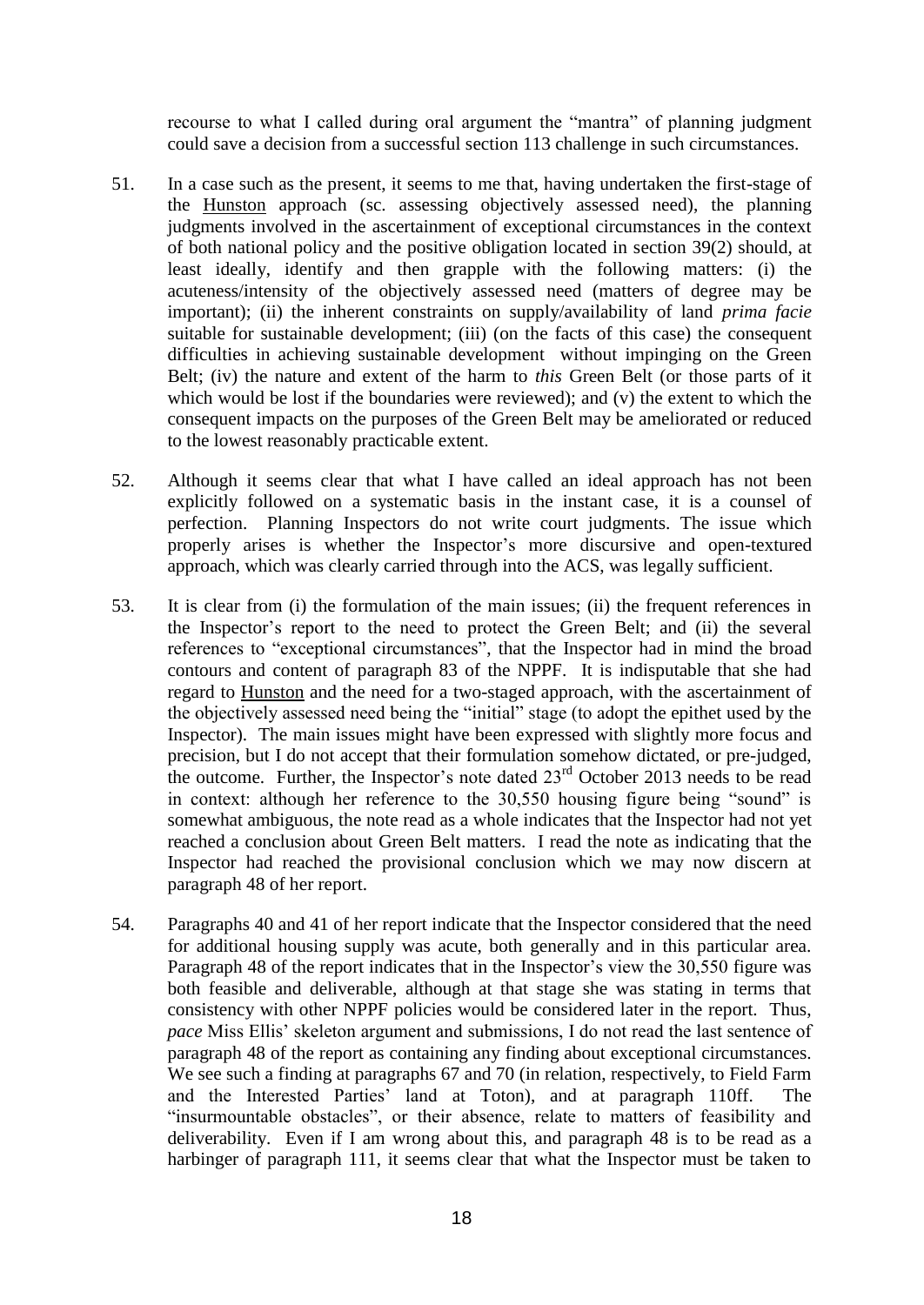recourse to what I called during oral argument the "mantra" of planning judgment could save a decision from a successful section 113 challenge in such circumstances.

51. In a case such as the present, it seems to me that, having undertaken the first-stage of the Hunston approach (sc. assessing objectively assessed need), the planning judgments involved in the ascertainment of exceptional circumstances in the context of both national policy and the positive obligation located in section 39(2) should, at least ideally, identify and then grapple with the following matters: (i) the acuteness/intensity of the objectively assessed need (matters of degree may be important); (ii) the inherent constraints on supply/availability of land *prima facie* suitable for sustainable development; (iii) (on the facts of this case) the consequent difficulties in achieving sustainable development without impinging on the Green Belt; (iv) the nature and extent of the harm to *this* Green Belt (or those parts of it which would be lost if the boundaries were reviewed); and (v) the extent to which the consequent impacts on the purposes of the Green Belt may be ameliorated or reduced to the lowest reasonably practicable extent.

52. Although it seems clear that what I have called an ideal approach has not been explicitly followed on a systematic basis in the instant case, it is a counsel of perfection. Planning Inspectors do not write court judgments. The issue which properly arises is whether the Inspector's more discursive and open-textured approach, which was clearly carried through into the ACS, was legally sufficient.

53. It is clear from (i) the formulation of the main issues; (ii) the frequent references in the Inspector's report to the need to protect the Green Belt; and (ii) the several references to "exceptional circumstances", that the Inspector had in mind the broad contours and content of paragraph 83 of the NPPF. It is indisputable that she had regard to Hunston and the need for a two-staged approach, with the ascertainment of the objectively assessed need being the "initial" stage (to adopt the epithet used by the Inspector). The main issues might have been expressed with slightly more focus and precision, but I do not accept that their formulation somehow dictated, or pre-judged, the outcome. Further, the Inspector's note dated 23rd October 2013 needs to be read in context: although her reference to the 30,550 housing figure being "sound" is somewhat ambiguous, the note read as a whole indicates that the Inspector had not yet reached a conclusion about Green Belt matters. I read the note as indicating that the Inspector had reached the provisional conclusion which we may now discern at paragraph 48 of her report.

54. Paragraphs 40 and 41 of her report indicate that the Inspector considered that the need for additional housing supply was acute, both generally and in this particular area. Paragraph 48 of the report indicates that in the Inspector's view the 30,550 figure was both feasible and deliverable, although at that stage she was stating in terms that consistency with other NPPF policies would be considered later in the report. Thus, *pace* Miss Ellis' skeleton argument and submissions, I do not read the last sentence of paragraph 48 of the report as containing any finding about exceptional circumstances. We see such a finding at paragraphs 67 and 70 (in relation, respectively, to Field Farm and the Interested Parties' land at Toton), and at paragraph 110ff. The "insurmountable obstacles", or their absence, relate to matters of feasibility and deliverability. Even if I am wrong about this, and paragraph 48 is to be read as a harbinger of paragraph 111, it seems clear that what the Inspector must be taken to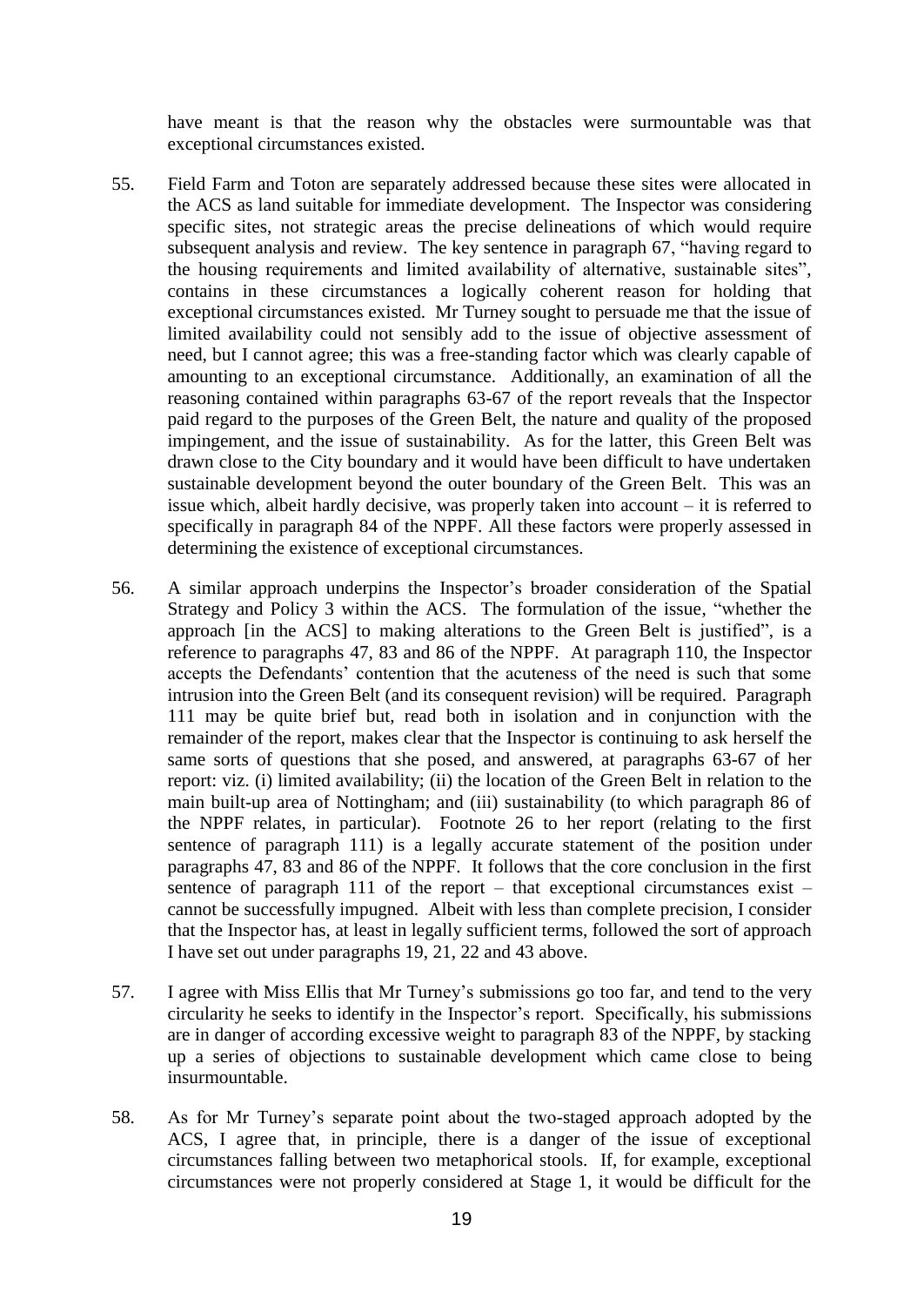have meant is that the reason why the obstacles were surmountable was that exceptional circumstances existed.

55. Field Farm and Toton are separately addressed because these sites were allocated in the ACS as land suitable for immediate development. The Inspector was considering specific sites, not strategic areas the precise delineations of which would require subsequent analysis and review. The key sentence in paragraph 67, "having regard to the housing requirements and limited availability of alternative, sustainable sites", contains in these circumstances a logically coherent reason for holding that exceptional circumstances existed. Mr Turney sought to persuade me that the issue of limited availability could not sensibly add to the issue of objective assessment of need, but I cannot agree; this was a free-standing factor which was clearly capable of amounting to an exceptional circumstance. Additionally, an examination of all the reasoning contained within paragraphs 63-67 of the report reveals that the Inspector paid regard to the purposes of the Green Belt, the nature and quality of the proposed impingement, and the issue of sustainability. As for the latter, this Green Belt was drawn close to the City boundary and it would have been difficult to have undertaken sustainable development beyond the outer boundary of the Green Belt. This was an issue which, albeit hardly decisive, was properly taken into account – it is referred to specifically in paragraph 84 of the NPPF. All these factors were properly assessed in determining the existence of exceptional circumstances.

56. A similar approach underpins the Inspector's broader consideration of the Spatial Strategy and Policy 3 within the ACS. The formulation of the issue, "whether the approach [in the ACS] to making alterations to the Green Belt is justified", is a reference to paragraphs 47, 83 and 86 of the NPPF. At paragraph 110, the Inspector accepts the Defendants' contention that the acuteness of the need is such that some intrusion into the Green Belt (and its consequent revision) will be required. Paragraph 111 may be quite brief but, read both in isolation and in conjunction with the remainder of the report, makes clear that the Inspector is continuing to ask herself the same sorts of questions that she posed, and answered, at paragraphs 63-67 of her report: viz. (i) limited availability; (ii) the location of the Green Belt in relation to the main built-up area of Nottingham; and (iii) sustainability (to which paragraph 86 of the NPPF relates, in particular). Footnote 26 to her report (relating to the first sentence of paragraph 111) is a legally accurate statement of the position under paragraphs 47, 83 and 86 of the NPPF. It follows that the core conclusion in the first sentence of paragraph 111 of the report – that exceptional circumstances exist – cannot be successfully impugned. Albeit with less than complete precision, I consider that the Inspector has, at least in legally sufficient terms, followed the sort of approach I have set out under paragraphs 19, 21, 22 and 43 above.

57. I agree with Miss Ellis that Mr Turney's submissions go too far, and tend to the very circularity he seeks to identify in the Inspector's report. Specifically, his submissions are in danger of according excessive weight to paragraph 83 of the NPPF, by stacking up a series of objections to sustainable development which came close to being insurmountable.

58. As for Mr Turney's separate point about the two-staged approach adopted by the ACS, I agree that, in principle, there is a danger of the issue of exceptional circumstances falling between two metaphorical stools. If, for example, exceptional circumstances were not properly considered at Stage 1, it would be difficult for the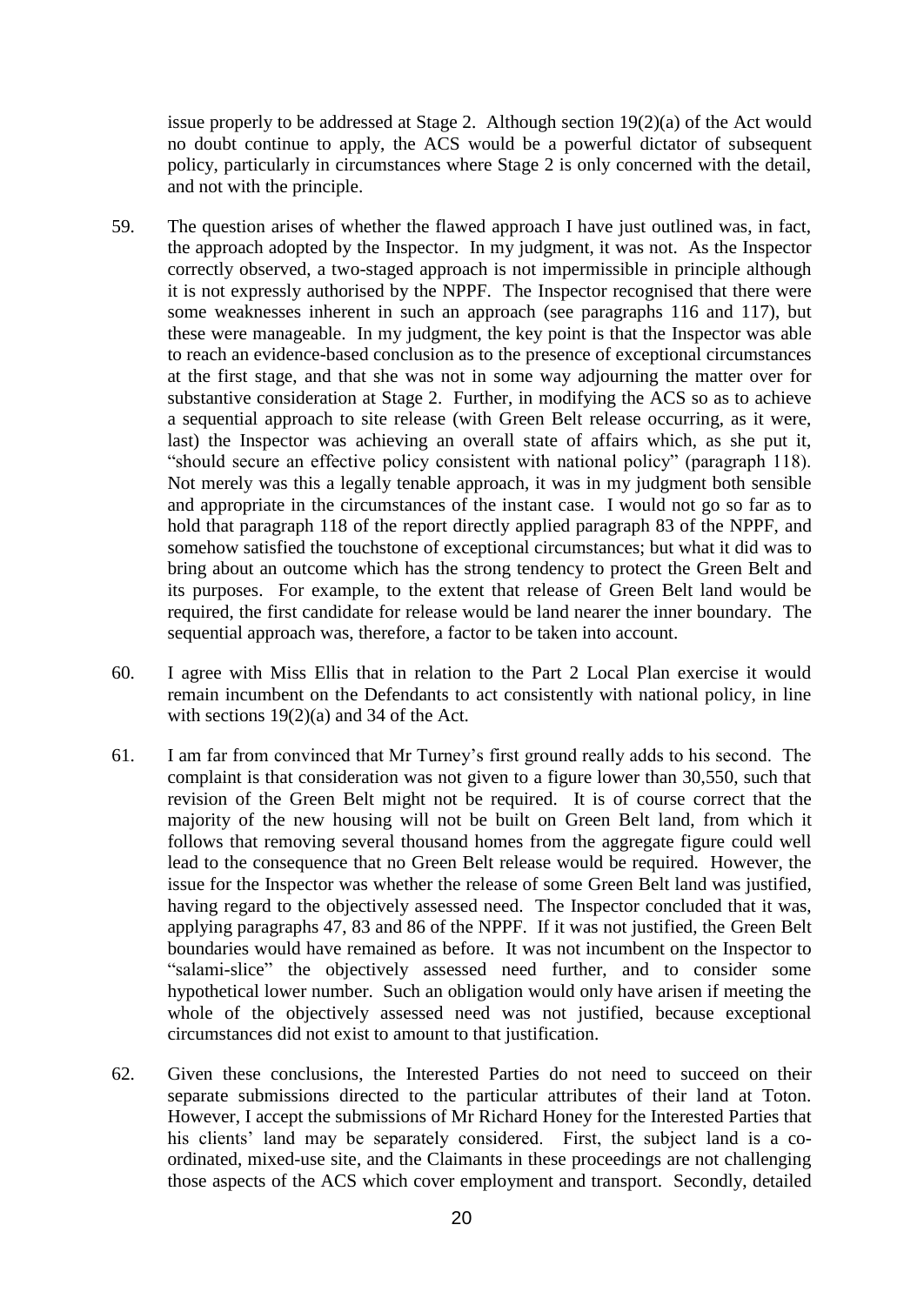issue properly to be addressed at Stage 2. Although section 19(2)(a) of the Act would no doubt continue to apply, the ACS would be a powerful dictator of subsequent policy, particularly in circumstances where Stage 2 is only concerned with the detail, and not with the principle.

59. The question arises of whether the flawed approach I have just outlined was, in fact, the approach adopted by the Inspector. In my judgment, it was not. As the Inspector correctly observed, a two-staged approach is not impermissible in principle although it is not expressly authorised by the NPPF. The Inspector recognised that there were some weaknesses inherent in such an approach (see paragraphs 116 and 117), but these were manageable. In my judgment, the key point is that the Inspector was able to reach an evidence-based conclusion as to the presence of exceptional circumstances at the first stage, and that she was not in some way adjourning the matter over for substantive consideration at Stage 2. Further, in modifying the ACS so as to achieve a sequential approach to site release (with Green Belt release occurring, as it were, last) the Inspector was achieving an overall state of affairs which, as she put it, "should secure an effective policy consistent with national policy" (paragraph 118). Not merely was this a legally tenable approach, it was in my judgment both sensible and appropriate in the circumstances of the instant case. I would not go so far as to hold that paragraph 118 of the report directly applied paragraph 83 of the NPPF, and somehow satisfied the touchstone of exceptional circumstances; but what it did was to bring about an outcome which has the strong tendency to protect the Green Belt and its purposes. For example, to the extent that release of Green Belt land would be required, the first candidate for release would be land nearer the inner boundary. The sequential approach was, therefore, a factor to be taken into account.

60. I agree with Miss Ellis that in relation to the Part 2 Local Plan exercise it would remain incumbent on the Defendants to act consistently with national policy, in line with sections 19(2)(a) and 34 of the Act.

61. I am far from convinced that Mr Turney's first ground really adds to his second. The complaint is that consideration was not given to a figure lower than 30,550, such that revision of the Green Belt might not be required. It is of course correct that the majority of the new housing will not be built on Green Belt land, from which it follows that removing several thousand homes from the aggregate figure could well lead to the consequence that no Green Belt release would be required. However, the issue for the Inspector was whether the release of some Green Belt land was justified, having regard to the objectively assessed need. The Inspector concluded that it was, applying paragraphs 47, 83 and 86 of the NPPF. If it was not justified, the Green Belt boundaries would have remained as before. It was not incumbent on the Inspector to "salami-slice" the objectively assessed need further, and to consider some hypothetical lower number. Such an obligation would only have arisen if meeting the whole of the objectively assessed need was not justified, because exceptional circumstances did not exist to amount to that justification.

62. Given these conclusions, the Interested Parties do not need to succeed on their separate submissions directed to the particular attributes of their land at Toton. However, I accept the submissions of Mr Richard Honey for the Interested Parties that his clients' land may be separately considered. First, the subject land is a co-ordinated, mixed-use site, and the Claimants in these proceedings are not challenging those aspects of the ACS which cover employment and transport. Secondly, detailed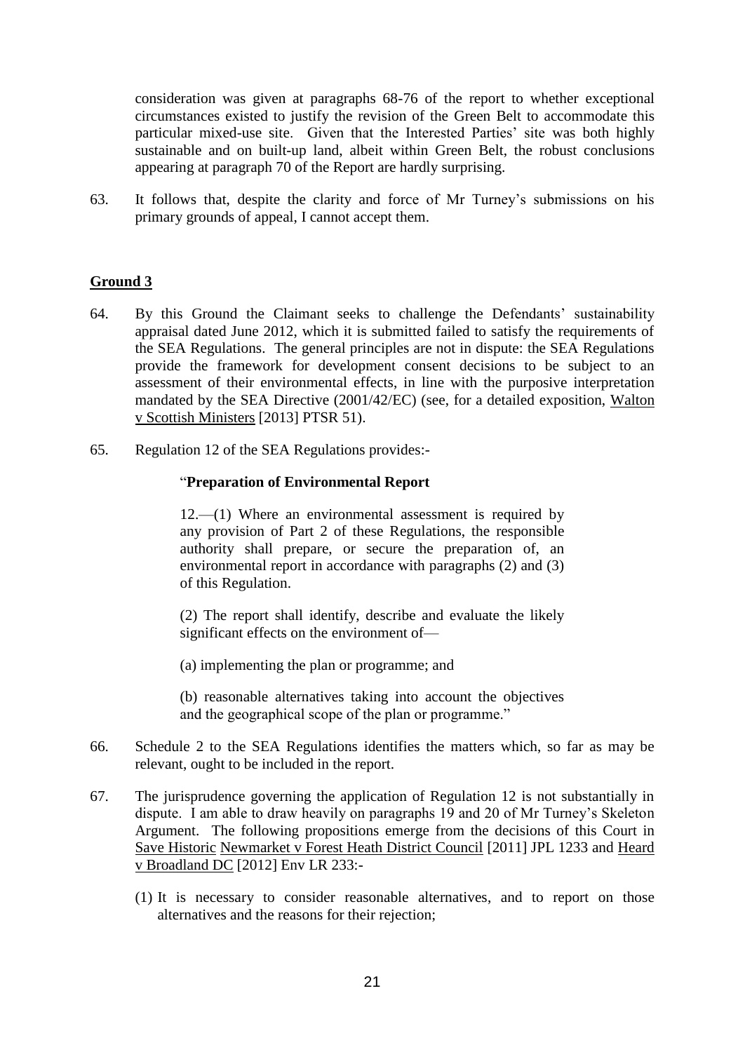consideration was given at paragraphs 68-76 of the report to whether exceptional circumstances existed to justify the revision of the Green Belt to accommodate this particular mixed-use site. Given that the Interested Parties' site was both highly sustainable and on built-up land, albeit within Green Belt, the robust conclusions appearing at paragraph 70 of the Report are hardly surprising.

63. It follows that, despite the clarity and force of Mr Turney's submissions on his primary grounds of appeal, I cannot accept them.

## Ground 3

64. By this Ground the Claimant seeks to challenge the Defendants' sustainability appraisal dated June 2012, which it is submitted failed to satisfy the requirements of the SEA Regulations. The general principles are not in dispute: the SEA Regulations provide the framework for development consent decisions to be subject to an assessment of their environmental effects, in line with the purposive interpretation mandated by the SEA Directive (2001/42/EC) (see, for a detailed exposition, Walton v Scottish Ministers [2013] PTSR 51).

65. Regulation 12 of the SEA Regulations provides:-

> "**Preparation of Environmental Report**
>
> 12.—(1) Where an environmental assessment is required by any provision of Part 2 of these Regulations, the responsible authority shall prepare, or secure the preparation of, an environmental report in accordance with paragraphs (2) and (3) of this Regulation.
>
> (2) The report shall identify, describe and evaluate the likely significant effects on the environment of—
>
> (a) implementing the plan or programme; and
>
> (b) reasonable alternatives taking into account the objectives and the geographical scope of the plan or programme."

66. Schedule 2 to the SEA Regulations identifies the matters which, so far as may be relevant, ought to be included in the report.

67. The jurisprudence governing the application of Regulation 12 is not substantially in dispute. I am able to draw heavily on paragraphs 19 and 20 of Mr Turney's Skeleton Argument. The following propositions emerge from the decisions of this Court in Save Historic Newmarket v Forest Heath District Council [2011] JPL 1233 and Heard v Broadland DC [2012] Env LR 233:-

    (1) It is necessary to consider reasonable alternatives, and to report on those alternatives and the reasons for their rejection;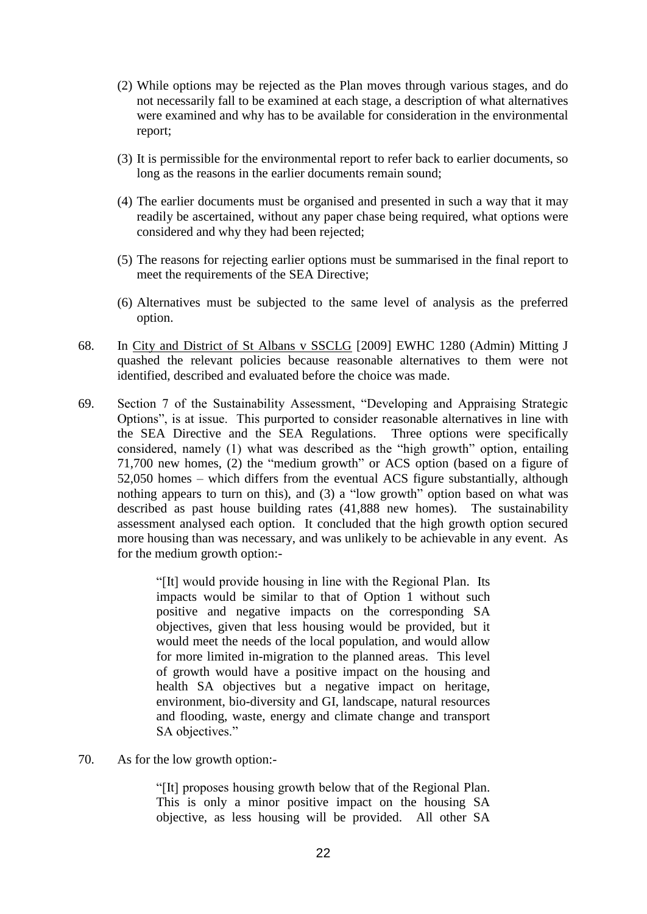(2) While options may be rejected as the Plan moves through various stages, and do not necessarily fall to be examined at each stage, a description of what alternatives were examined and why has to be available for consideration in the environmental report;

(3) It is permissible for the environmental report to refer back to earlier documents, so long as the reasons in the earlier documents remain sound;

(4) The earlier documents must be organised and presented in such a way that it may readily be ascertained, without any paper chase being required, what options were considered and why they had been rejected;

(5) The reasons for rejecting earlier options must be summarised in the final report to meet the requirements of the SEA Directive;

(6) Alternatives must be subjected to the same level of analysis as the preferred option.

68. In City and District of St Albans v SSCLG [2009] EWHC 1280 (Admin) Mitting J quashed the relevant policies because reasonable alternatives to them were not identified, described and evaluated before the choice was made.

69. Section 7 of the Sustainability Assessment, "Developing and Appraising Strategic Options", is at issue. This purported to consider reasonable alternatives in line with the SEA Directive and the SEA Regulations. Three options were specifically considered, namely (1) what was described as the "high growth" option, entailing 71,700 new homes, (2) the "medium growth" or ACS option (based on a figure of 52,050 homes – which differs from the eventual ACS figure substantially, although nothing appears to turn on this), and (3) a "low growth" option based on what was described as past house building rates (41,888 new homes). The sustainability assessment analysed each option. It concluded that the high growth option secured more housing than was necessary, and was unlikely to be achievable in any event. As for the medium growth option:-

> "[It] would provide housing in line with the Regional Plan. Its impacts would be similar to that of Option 1 without such positive and negative impacts on the corresponding SA objectives, given that less housing would be provided, but it would meet the needs of the local population, and would allow for more limited in-migration to the planned areas. This level of growth would have a positive impact on the housing and health SA objectives but a negative impact on heritage, environment, bio-diversity and GI, landscape, natural resources and flooding, waste, energy and climate change and transport SA objectives."

70. As for the low growth option:-

> "[It] proposes housing growth below that of the Regional Plan. This is only a minor positive impact on the housing SA objective, as less housing will be provided. All other SA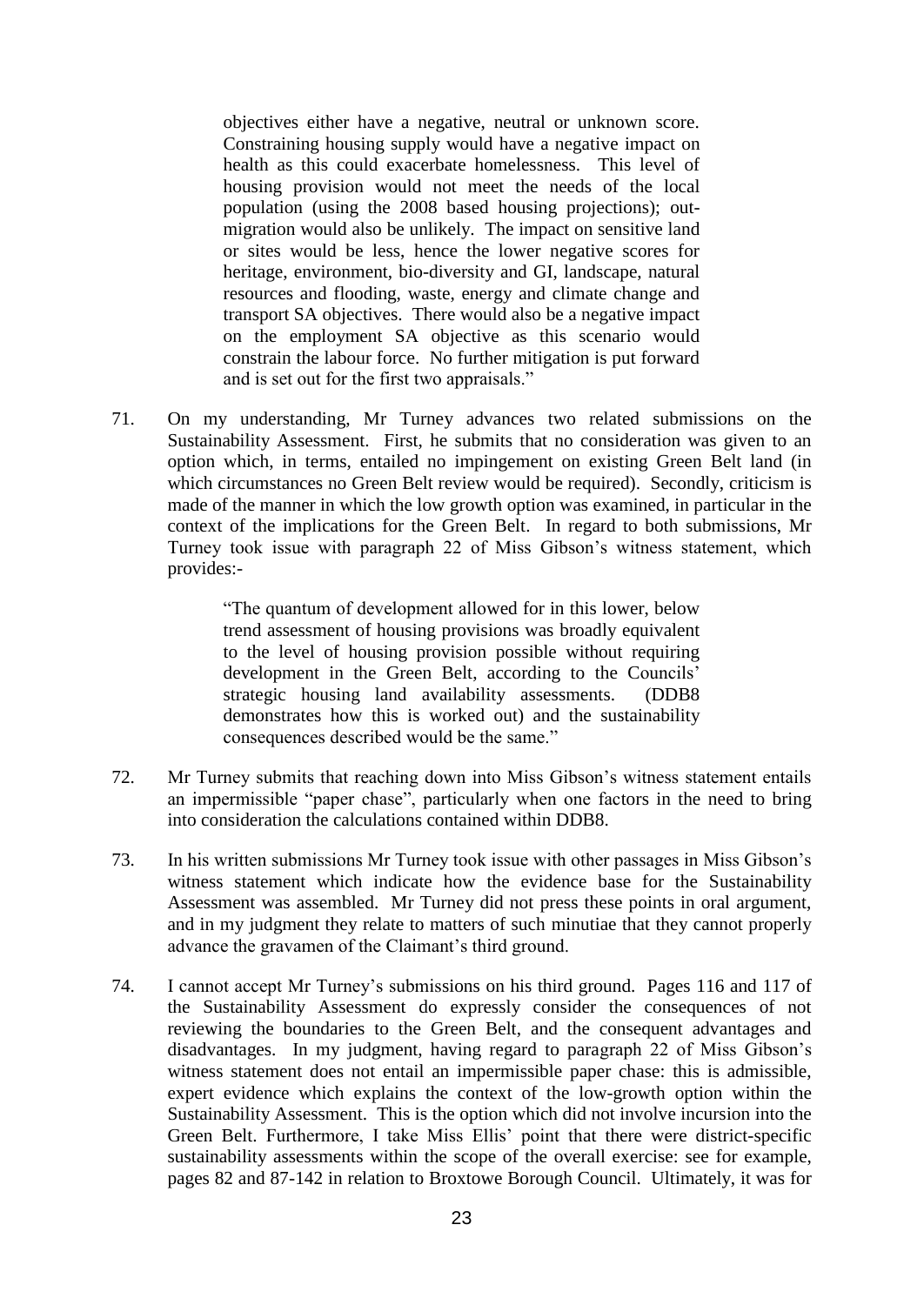> objectives either have a negative, neutral or unknown score. Constraining housing supply would have a negative impact on health as this could exacerbate homelessness. This level of housing provision would not meet the needs of the local population (using the 2008 based housing projections); out-migration would also be unlikely. The impact on sensitive land or sites would be less, hence the lower negative scores for heritage, environment, bio-diversity and GI, landscape, natural resources and flooding, waste, energy and climate change and transport SA objectives. There would also be a negative impact on the employment SA objective as this scenario would constrain the labour force. No further mitigation is put forward and is set out for the first two appraisals."

71. On my understanding, Mr Turney advances two related submissions on the Sustainability Assessment. First, he submits that no consideration was given to an option which, in terms, entailed no impingement on existing Green Belt land (in which circumstances no Green Belt review would be required). Secondly, criticism is made of the manner in which the low growth option was examined, in particular in the context of the implications for the Green Belt. In regard to both submissions, Mr Turney took issue with paragraph 22 of Miss Gibson's witness statement, which provides:-

> "The quantum of development allowed for in this lower, below trend assessment of housing provisions was broadly equivalent to the level of housing provision possible without requiring development in the Green Belt, according to the Councils' strategic housing land availability assessments. (DDB8 demonstrates how this is worked out) and the sustainability consequences described would be the same."

72. Mr Turney submits that reaching down into Miss Gibson's witness statement entails an impermissible "paper chase", particularly when one factors in the need to bring into consideration the calculations contained within DDB8.

73. In his written submissions Mr Turney took issue with other passages in Miss Gibson's witness statement which indicate how the evidence base for the Sustainability Assessment was assembled. Mr Turney did not press these points in oral argument, and in my judgment they relate to matters of such minutiae that they cannot properly advance the gravamen of the Claimant's third ground.

74. I cannot accept Mr Turney's submissions on his third ground. Pages 116 and 117 of the Sustainability Assessment do expressly consider the consequences of not reviewing the boundaries to the Green Belt, and the consequent advantages and disadvantages. In my judgment, having regard to paragraph 22 of Miss Gibson's witness statement does not entail an impermissible paper chase: this is admissible, expert evidence which explains the context of the low-growth option within the Sustainability Assessment. This is the option which did not involve incursion into the Green Belt. Furthermore, I take Miss Ellis' point that there were district-specific sustainability assessments within the scope of the overall exercise: see for example, pages 82 and 87-142 in relation to Broxtowe Borough Council. Ultimately, it was for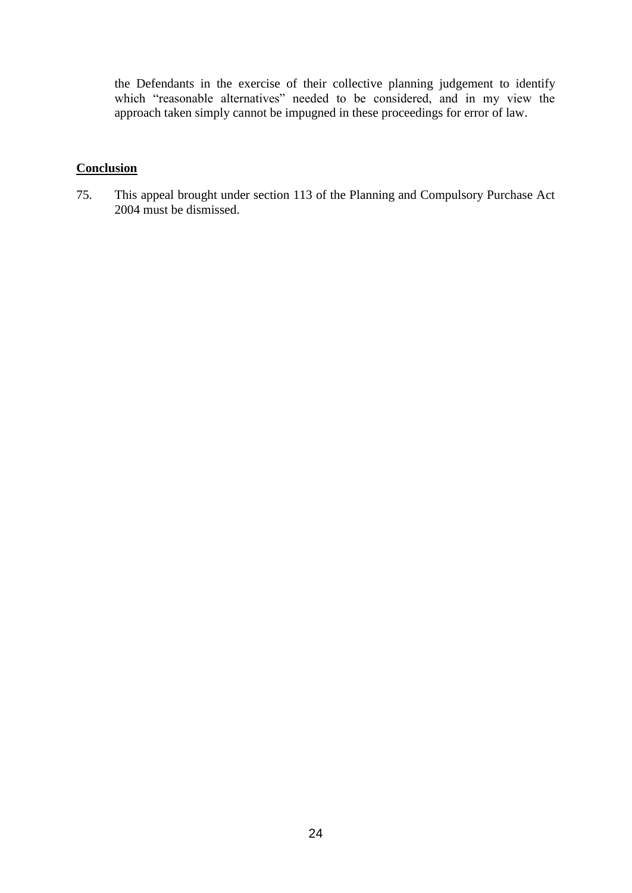the Defendants in the exercise of their collective planning judgement to identify which "reasonable alternatives" needed to be considered, and in my view the approach taken simply cannot be impugned in these proceedings for error of law.

**Conclusion**

75. This appeal brought under section 113 of the Planning and Compulsory Purchase Act 2004 must be dismissed.